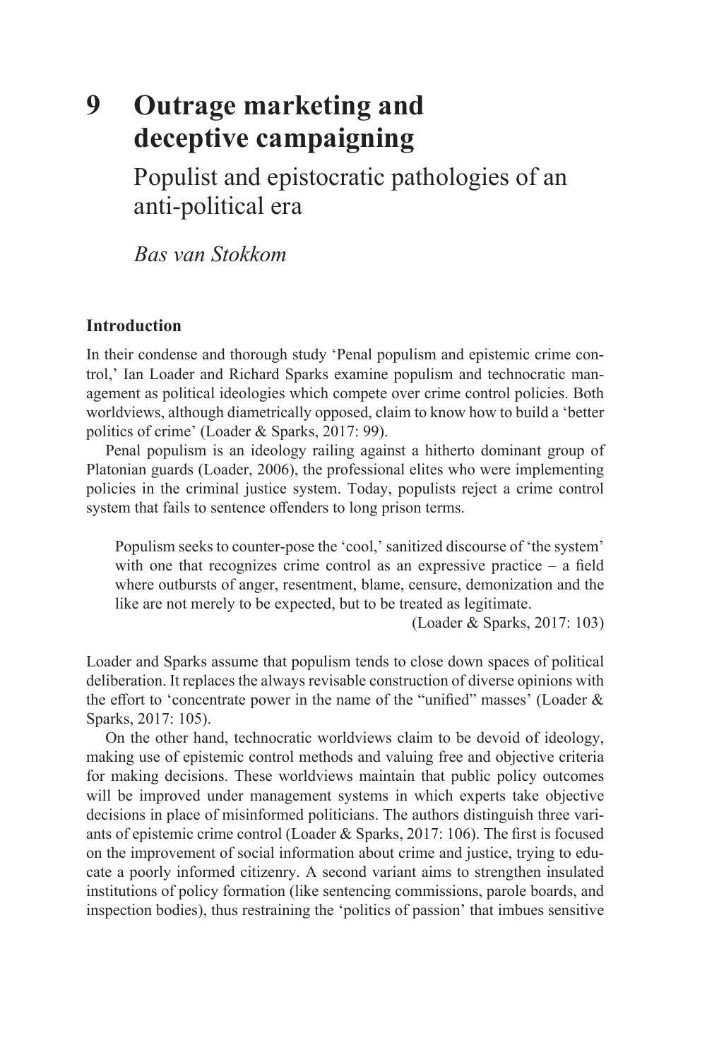# 9 Outrage marketing and deceptive campaigning

## Populist and epistocratic pathologies of an anti-political era

*Bas van Stokkom*

### Introduction

In their condense and thorough study 'Penal populism and epistemic crime control,' Ian Loader and Richard Sparks examine populism and technocratic management as political ideologies which compete over crime control policies. Both worldviews, although diametrically opposed, claim to know how to build a 'better politics of crime' (Loader & Sparks, 2017: 99).

Penal populism is an ideology railing against a hitherto dominant group of Platonian guards (Loader, 2006), the professional elites who were implementing policies in the criminal justice system. Today, populists reject a crime control system that fails to sentence offenders to long prison terms.

> Populism seeks to counter-pose the 'cool,' sanitized discourse of 'the system' with one that recognizes crime control as an expressive practice – a field where outbursts of anger, resentment, blame, censure, demonization and the like are not merely to be expected, but to be treated as legitimate.
>
> (Loader & Sparks, 2017: 103)

Loader and Sparks assume that populism tends to close down spaces of political deliberation. It replaces the always revisable construction of diverse opinions with the effort to 'concentrate power in the name of the "unified" masses' (Loader & Sparks, 2017: 105).

On the other hand, technocratic worldviews claim to be devoid of ideology, making use of epistemic control methods and valuing free and objective criteria for making decisions. These worldviews maintain that public policy outcomes will be improved under management systems in which experts take objective decisions in place of misinformed politicians. The authors distinguish three variants of epistemic crime control (Loader & Sparks, 2017: 106). The first is focused on the improvement of social information about crime and justice, trying to educate a poorly informed citizenry. A second variant aims to strengthen insulated institutions of policy formation (like sentencing commissions, parole boards, and inspection bodies), thus restraining the 'politics of passion' that imbues sensitive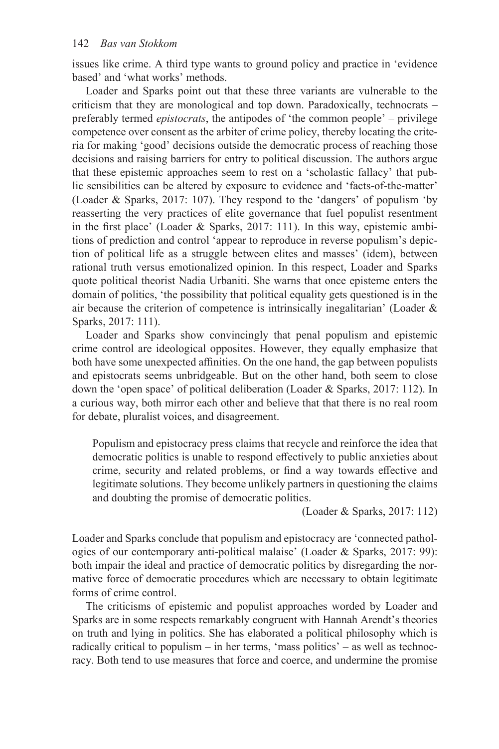issues like crime. A third type wants to ground policy and practice in 'evidence based' and 'what works' methods.

Loader and Sparks point out that these three variants are vulnerable to the criticism that they are monological and top down. Paradoxically, technocrats – preferably termed *epistocrats*, the antipodes of 'the common people' – privilege competence over consent as the arbiter of crime policy, thereby locating the criteria for making 'good' decisions outside the democratic process of reaching those decisions and raising barriers for entry to political discussion. The authors argue that these epistemic approaches seem to rest on a 'scholastic fallacy' that public sensibilities can be altered by exposure to evidence and 'facts-of-the-matter' (Loader & Sparks, 2017: 107). They respond to the 'dangers' of populism 'by reasserting the very practices of elite governance that fuel populist resentment in the first place' (Loader & Sparks, 2017: 111). In this way, epistemic ambitions of prediction and control 'appear to reproduce in reverse populism's depiction of political life as a struggle between elites and masses' (idem), between rational truth versus emotionalized opinion. In this respect, Loader and Sparks quote political theorist Nadia Urbaniti. She warns that once episteme enters the domain of politics, 'the possibility that political equality gets questioned is in the air because the criterion of competence is intrinsically inegalitarian' (Loader & Sparks, 2017: 111).

Loader and Sparks show convincingly that penal populism and epistemic crime control are ideological opposites. However, they equally emphasize that both have some unexpected affinities. On the one hand, the gap between populists and epistocrats seems unbridgeable. But on the other hand, both seem to close down the 'open space' of political deliberation (Loader & Sparks, 2017: 112). In a curious way, both mirror each other and believe that that there is no real room for debate, pluralist voices, and disagreement.

> Populism and epistocracy press claims that recycle and reinforce the idea that democratic politics is unable to respond effectively to public anxieties about crime, security and related problems, or find a way towards effective and legitimate solutions. They become unlikely partners in questioning the claims and doubting the promise of democratic politics.
>
> (Loader & Sparks, 2017: 112)

Loader and Sparks conclude that populism and epistocracy are 'connected pathologies of our contemporary anti-political malaise' (Loader & Sparks, 2017: 99): both impair the ideal and practice of democratic politics by disregarding the normative force of democratic procedures which are necessary to obtain legitimate forms of crime control.

The criticisms of epistemic and populist approaches worded by Loader and Sparks are in some respects remarkably congruent with Hannah Arendt's theories on truth and lying in politics. She has elaborated a political philosophy which is radically critical to populism – in her terms, 'mass politics' – as well as technocracy. Both tend to use measures that force and coerce, and undermine the promise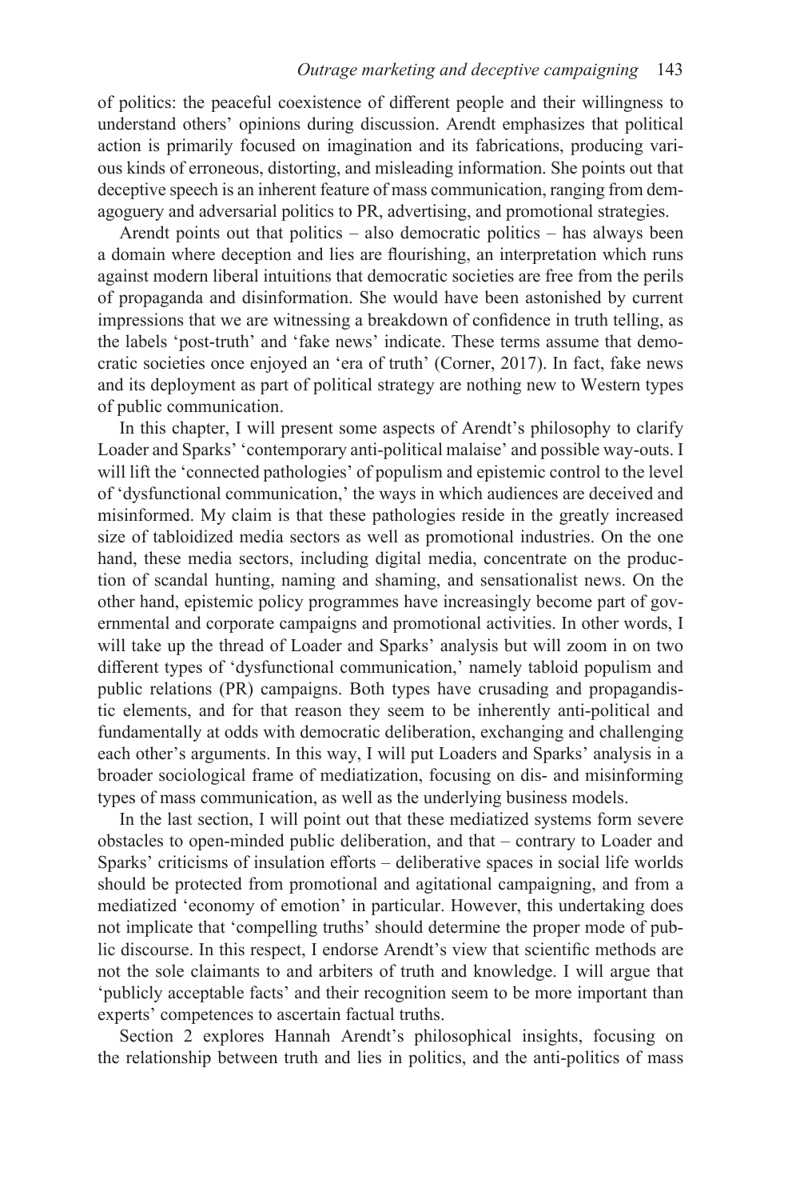of politics: the peaceful coexistence of different people and their willingness to understand others' opinions during discussion. Arendt emphasizes that political action is primarily focused on imagination and its fabrications, producing various kinds of erroneous, distorting, and misleading information. She points out that deceptive speech is an inherent feature of mass communication, ranging from demagoguery and adversarial politics to PR, advertising, and promotional strategies.

Arendt points out that politics – also democratic politics – has always been a domain where deception and lies are flourishing, an interpretation which runs against modern liberal intuitions that democratic societies are free from the perils of propaganda and disinformation. She would have been astonished by current impressions that we are witnessing a breakdown of confidence in truth telling, as the labels 'post-truth' and 'fake news' indicate. These terms assume that democratic societies once enjoyed an 'era of truth' (Corner, 2017). In fact, fake news and its deployment as part of political strategy are nothing new to Western types of public communication.

In this chapter, I will present some aspects of Arendt's philosophy to clarify Loader and Sparks' 'contemporary anti-political malaise' and possible way-outs. I will lift the 'connected pathologies' of populism and epistemic control to the level of 'dysfunctional communication,' the ways in which audiences are deceived and misinformed. My claim is that these pathologies reside in the greatly increased size of tabloidized media sectors as well as promotional industries. On the one hand, these media sectors, including digital media, concentrate on the production of scandal hunting, naming and shaming, and sensationalist news. On the other hand, epistemic policy programmes have increasingly become part of governmental and corporate campaigns and promotional activities. In other words, I will take up the thread of Loader and Sparks' analysis but will zoom in on two different types of 'dysfunctional communication,' namely tabloid populism and public relations (PR) campaigns. Both types have crusading and propagandistic elements, and for that reason they seem to be inherently anti-political and fundamentally at odds with democratic deliberation, exchanging and challenging each other's arguments. In this way, I will put Loaders and Sparks' analysis in a broader sociological frame of mediatization, focusing on dis- and misinforming types of mass communication, as well as the underlying business models.

In the last section, I will point out that these mediatized systems form severe obstacles to open-minded public deliberation, and that – contrary to Loader and Sparks' criticisms of insulation efforts – deliberative spaces in social life worlds should be protected from promotional and agitational campaigning, and from a mediatized 'economy of emotion' in particular. However, this undertaking does not implicate that 'compelling truths' should determine the proper mode of public discourse. In this respect, I endorse Arendt's view that scientific methods are not the sole claimants to and arbiters of truth and knowledge. I will argue that 'publicly acceptable facts' and their recognition seem to be more important than experts' competences to ascertain factual truths.

Section 2 explores Hannah Arendt's philosophical insights, focusing on the relationship between truth and lies in politics, and the anti-politics of mass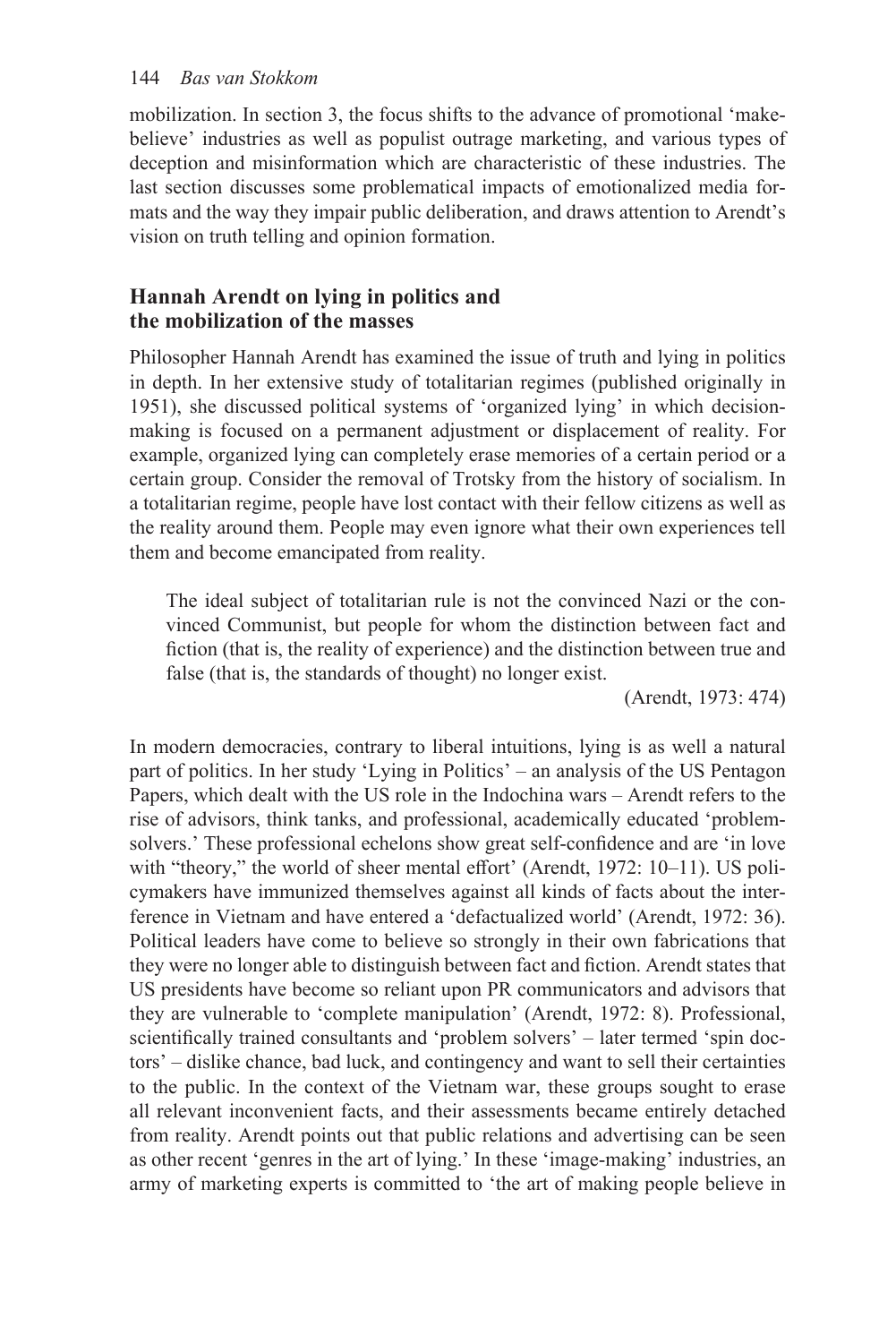mobilization. In section 3, the focus shifts to the advance of promotional 'make-believe' industries as well as populist outrage marketing, and various types of deception and misinformation which are characteristic of these industries. The last section discusses some problematical impacts of emotionalized media formats and the way they impair public deliberation, and draws attention to Arendt's vision on truth telling and opinion formation.

## Hannah Arendt on lying in politics and the mobilization of the masses

Philosopher Hannah Arendt has examined the issue of truth and lying in politics in depth. In her extensive study of totalitarian regimes (published originally in 1951), she discussed political systems of 'organized lying' in which decision-making is focused on a permanent adjustment or displacement of reality. For example, organized lying can completely erase memories of a certain period or a certain group. Consider the removal of Trotsky from the history of socialism. In a totalitarian regime, people have lost contact with their fellow citizens as well as the reality around them. People may even ignore what their own experiences tell them and become emancipated from reality.

> The ideal subject of totalitarian rule is not the convinced Nazi or the convinced Communist, but people for whom the distinction between fact and fiction (that is, the reality of experience) and the distinction between true and false (that is, the standards of thought) no longer exist.
>
> (Arendt, 1973: 474)

In modern democracies, contrary to liberal intuitions, lying is as well a natural part of politics. In her study 'Lying in Politics' – an analysis of the US Pentagon Papers, which dealt with the US role in the Indochina wars – Arendt refers to the rise of advisors, think tanks, and professional, academically educated 'problem-solvers.' These professional echelons show great self-confidence and are 'in love with "theory," the world of sheer mental effort' (Arendt, 1972: 10–11). US policymakers have immunized themselves against all kinds of facts about the interference in Vietnam and have entered a 'defactualized world' (Arendt, 1972: 36). Political leaders have come to believe so strongly in their own fabrications that they were no longer able to distinguish between fact and fiction. Arendt states that US presidents have become so reliant upon PR communicators and advisors that they are vulnerable to 'complete manipulation' (Arendt, 1972: 8). Professional, scientifically trained consultants and 'problem solvers' – later termed 'spin doctors' – dislike chance, bad luck, and contingency and want to sell their certainties to the public. In the context of the Vietnam war, these groups sought to erase all relevant inconvenient facts, and their assessments became entirely detached from reality. Arendt points out that public relations and advertising can be seen as other recent 'genres in the art of lying.' In these 'image-making' industries, an army of marketing experts is committed to 'the art of making people believe in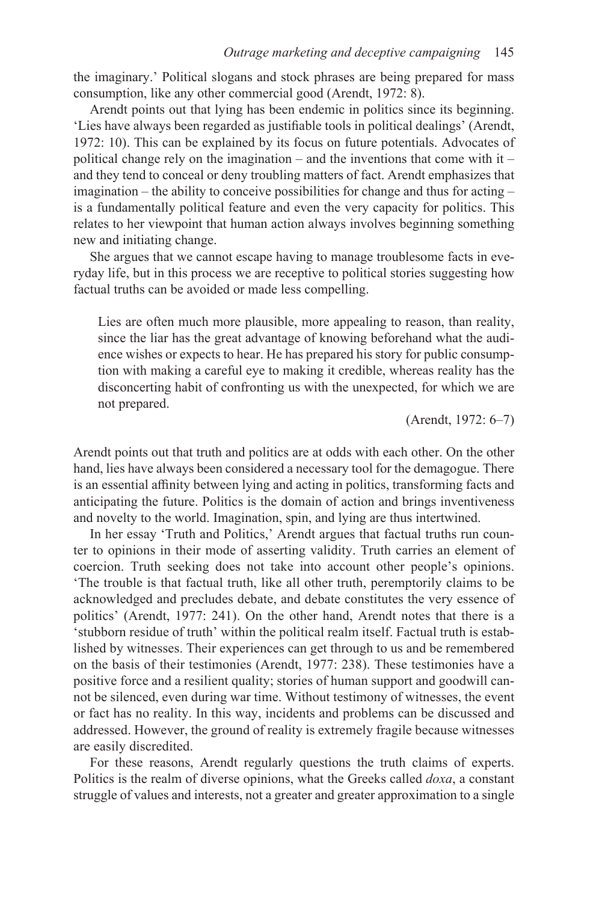the imaginary.' Political slogans and stock phrases are being prepared for mass consumption, like any other commercial good (Arendt, 1972: 8).

Arendt points out that lying has been endemic in politics since its beginning. 'Lies have always been regarded as justifiable tools in political dealings' (Arendt, 1972: 10). This can be explained by its focus on future potentials. Advocates of political change rely on the imagination – and the inventions that come with it – and they tend to conceal or deny troubling matters of fact. Arendt emphasizes that imagination – the ability to conceive possibilities for change and thus for acting – is a fundamentally political feature and even the very capacity for politics. This relates to her viewpoint that human action always involves beginning something new and initiating change.

She argues that we cannot escape having to manage troublesome facts in everyday life, but in this process we are receptive to political stories suggesting how factual truths can be avoided or made less compelling.

> Lies are often much more plausible, more appealing to reason, than reality, since the liar has the great advantage of knowing beforehand what the audience wishes or expects to hear. He has prepared his story for public consumption with making a careful eye to making it credible, whereas reality has the disconcerting habit of confronting us with the unexpected, for which we are not prepared.
>
> (Arendt, 1972: 6–7)

Arendt points out that truth and politics are at odds with each other. On the other hand, lies have always been considered a necessary tool for the demagogue. There is an essential affinity between lying and acting in politics, transforming facts and anticipating the future. Politics is the domain of action and brings inventiveness and novelty to the world. Imagination, spin, and lying are thus intertwined.

In her essay 'Truth and Politics,' Arendt argues that factual truths run counter to opinions in their mode of asserting validity. Truth carries an element of coercion. Truth seeking does not take into account other people's opinions. 'The trouble is that factual truth, like all other truth, peremptorily claims to be acknowledged and precludes debate, and debate constitutes the very essence of politics' (Arendt, 1977: 241). On the other hand, Arendt notes that there is a 'stubborn residue of truth' within the political realm itself. Factual truth is established by witnesses. Their experiences can get through to us and be remembered on the basis of their testimonies (Arendt, 1977: 238). These testimonies have a positive force and a resilient quality; stories of human support and goodwill cannot be silenced, even during war time. Without testimony of witnesses, the event or fact has no reality. In this way, incidents and problems can be discussed and addressed. However, the ground of reality is extremely fragile because witnesses are easily discredited.

For these reasons, Arendt regularly questions the truth claims of experts. Politics is the realm of diverse opinions, what the Greeks called *doxa*, a constant struggle of values and interests, not a greater and greater approximation to a single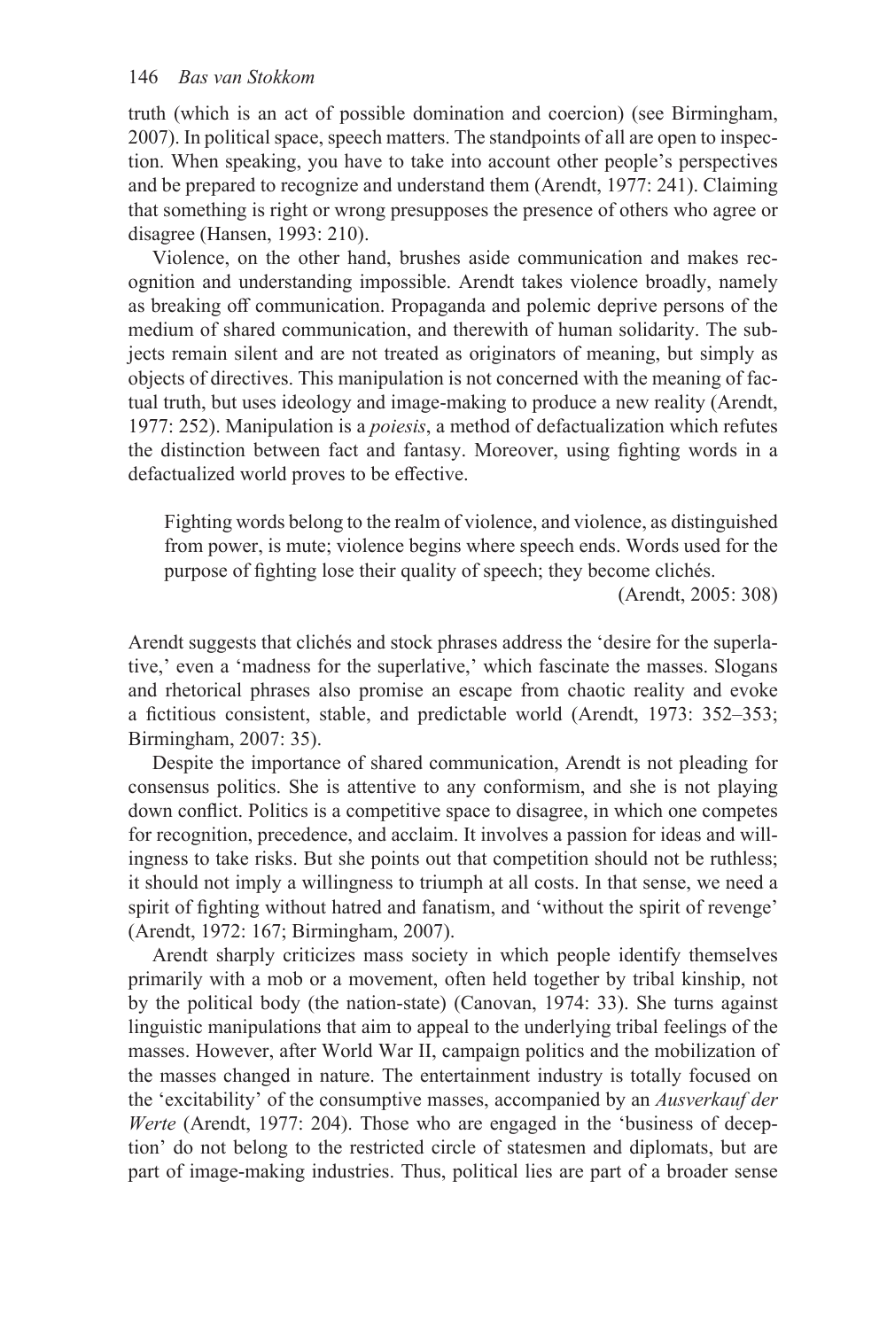truth (which is an act of possible domination and coercion) (see Birmingham, 2007). In political space, speech matters. The standpoints of all are open to inspection. When speaking, you have to take into account other people's perspectives and be prepared to recognize and understand them (Arendt, 1977: 241). Claiming that something is right or wrong presupposes the presence of others who agree or disagree (Hansen, 1993: 210).

Violence, on the other hand, brushes aside communication and makes recognition and understanding impossible. Arendt takes violence broadly, namely as breaking off communication. Propaganda and polemic deprive persons of the medium of shared communication, and therewith of human solidarity. The subjects remain silent and are not treated as originators of meaning, but simply as objects of directives. This manipulation is not concerned with the meaning of factual truth, but uses ideology and image-making to produce a new reality (Arendt, 1977: 252). Manipulation is a *poiesis*, a method of defactualization which refutes the distinction between fact and fantasy. Moreover, using fighting words in a defactualized world proves to be effective.

> Fighting words belong to the realm of violence, and violence, as distinguished from power, is mute; violence begins where speech ends. Words used for the purpose of fighting lose their quality of speech; they become clichés.
>
> (Arendt, 2005: 308)

Arendt suggests that clichés and stock phrases address the 'desire for the superlative,' even a 'madness for the superlative,' which fascinate the masses. Slogans and rhetorical phrases also promise an escape from chaotic reality and evoke a fictitious consistent, stable, and predictable world (Arendt, 1973: 352–353; Birmingham, 2007: 35).

Despite the importance of shared communication, Arendt is not pleading for consensus politics. She is attentive to any conformism, and she is not playing down conflict. Politics is a competitive space to disagree, in which one competes for recognition, precedence, and acclaim. It involves a passion for ideas and willingness to take risks. But she points out that competition should not be ruthless; it should not imply a willingness to triumph at all costs. In that sense, we need a spirit of fighting without hatred and fanatism, and 'without the spirit of revenge' (Arendt, 1972: 167; Birmingham, 2007).

Arendt sharply criticizes mass society in which people identify themselves primarily with a mob or a movement, often held together by tribal kinship, not by the political body (the nation-state) (Canovan, 1974: 33). She turns against linguistic manipulations that aim to appeal to the underlying tribal feelings of the masses. However, after World War II, campaign politics and the mobilization of the masses changed in nature. The entertainment industry is totally focused on the 'excitability' of the consumptive masses, accompanied by an *Ausverkauf der Werte* (Arendt, 1977: 204). Those who are engaged in the 'business of deception' do not belong to the restricted circle of statesmen and diplomats, but are part of image-making industries. Thus, political lies are part of a broader sense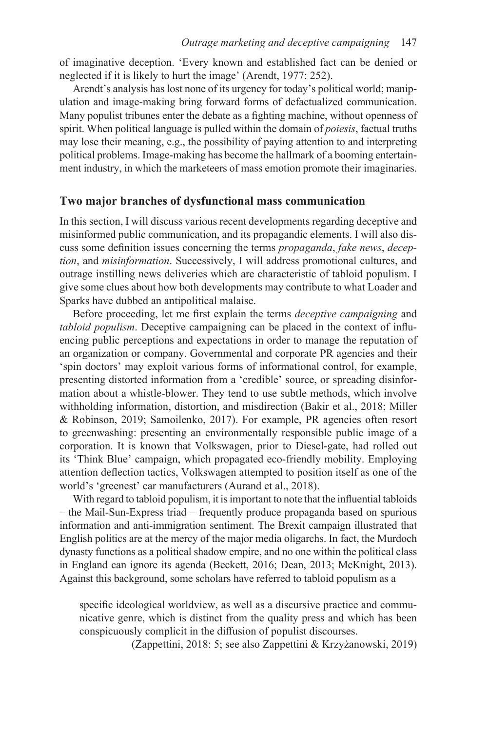of imaginative deception. 'Every known and established fact can be denied or neglected if it is likely to hurt the image' (Arendt, 1977: 252).

Arendt's analysis has lost none of its urgency for today's political world; manipulation and image-making bring forward forms of defactualized communication. Many populist tribunes enter the debate as a fighting machine, without openness of spirit. When political language is pulled within the domain of *poiesis*, factual truths may lose their meaning, e.g., the possibility of paying attention to and interpreting political problems. Image-making has become the hallmark of a booming entertainment industry, in which the marketeers of mass emotion promote their imaginaries.

## Two major branches of dysfunctional mass communication

In this section, I will discuss various recent developments regarding deceptive and misinformed public communication, and its propagandic elements. I will also discuss some definition issues concerning the terms *propaganda*, *fake news*, *deception*, and *misinformation*. Successively, I will address promotional cultures, and outrage instilling news deliveries which are characteristic of tabloid populism. I give some clues about how both developments may contribute to what Loader and Sparks have dubbed an antipolitical malaise.

Before proceeding, let me first explain the terms *deceptive campaigning* and *tabloid populism*. Deceptive campaigning can be placed in the context of influencing public perceptions and expectations in order to manage the reputation of an organization or company. Governmental and corporate PR agencies and their 'spin doctors' may exploit various forms of informational control, for example, presenting distorted information from a 'credible' source, or spreading disinformation about a whistle-blower. They tend to use subtle methods, which involve withholding information, distortion, and misdirection (Bakir et al., 2018; Miller & Robinson, 2019; Samoilenko, 2017). For example, PR agencies often resort to greenwashing: presenting an environmentally responsible public image of a corporation. It is known that Volkswagen, prior to Diesel-gate, had rolled out its 'Think Blue' campaign, which propagated eco-friendly mobility. Employing attention deflection tactics, Volkswagen attempted to position itself as one of the world's 'greenest' car manufacturers (Aurand et al., 2018).

With regard to tabloid populism, it is important to note that the influential tabloids – the Mail-Sun-Express triad – frequently produce propaganda based on spurious information and anti-immigration sentiment. The Brexit campaign illustrated that English politics are at the mercy of the major media oligarchs. In fact, the Murdoch dynasty functions as a political shadow empire, and no one within the political class in England can ignore its agenda (Beckett, 2016; Dean, 2013; McKnight, 2013). Against this background, some scholars have referred to tabloid populism as a

> specific ideological worldview, as well as a discursive practice and communicative genre, which is distinct from the quality press and which has been conspicuously complicit in the diffusion of populist discourses.
>
> (Zappettini, 2018: 5; see also Zappettini & Krzyżanowski, 2019)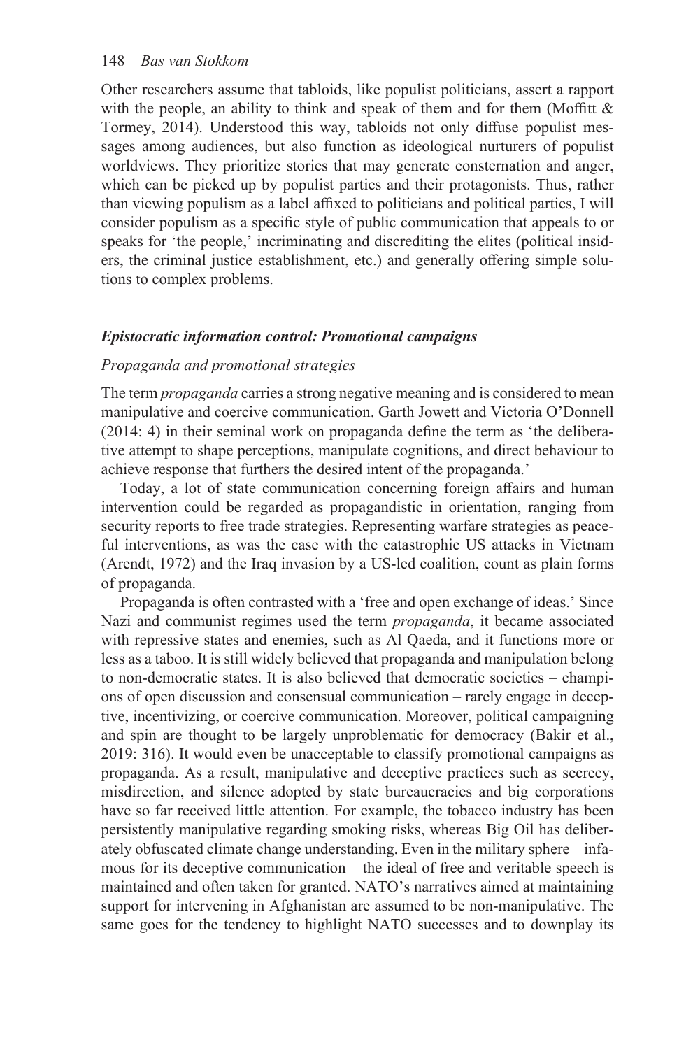Other researchers assume that tabloids, like populist politicians, assert a rapport with the people, an ability to think and speak of them and for them (Moffitt & Tormey, 2014). Understood this way, tabloids not only diffuse populist messages among audiences, but also function as ideological nurturers of populist worldviews. They prioritize stories that may generate consternation and anger, which can be picked up by populist parties and their protagonists. Thus, rather than viewing populism as a label affixed to politicians and political parties, I will consider populism as a specific style of public communication that appeals to or speaks for 'the people,' incriminating and discrediting the elites (political insiders, the criminal justice establishment, etc.) and generally offering simple solutions to complex problems.

### *Epistocratic information control: Promotional campaigns*

#### *Propaganda and promotional strategies*

The term *propaganda* carries a strong negative meaning and is considered to mean manipulative and coercive communication. Garth Jowett and Victoria O'Donnell (2014: 4) in their seminal work on propaganda define the term as 'the deliberative attempt to shape perceptions, manipulate cognitions, and direct behaviour to achieve response that furthers the desired intent of the propaganda.'

Today, a lot of state communication concerning foreign affairs and human intervention could be regarded as propagandistic in orientation, ranging from security reports to free trade strategies. Representing warfare strategies as peaceful interventions, as was the case with the catastrophic US attacks in Vietnam (Arendt, 1972) and the Iraq invasion by a US-led coalition, count as plain forms of propaganda.

Propaganda is often contrasted with a 'free and open exchange of ideas.' Since Nazi and communist regimes used the term *propaganda*, it became associated with repressive states and enemies, such as Al Qaeda, and it functions more or less as a taboo. It is still widely believed that propaganda and manipulation belong to non-democratic states. It is also believed that democratic societies – champions of open discussion and consensual communication – rarely engage in deceptive, incentivizing, or coercive communication. Moreover, political campaigning and spin are thought to be largely unproblematic for democracy (Bakir et al., 2019: 316). It would even be unacceptable to classify promotional campaigns as propaganda. As a result, manipulative and deceptive practices such as secrecy, misdirection, and silence adopted by state bureaucracies and big corporations have so far received little attention. For example, the tobacco industry has been persistently manipulative regarding smoking risks, whereas Big Oil has deliberately obfuscated climate change understanding. Even in the military sphere – infamous for its deceptive communication – the ideal of free and veritable speech is maintained and often taken for granted. NATO's narratives aimed at maintaining support for intervening in Afghanistan are assumed to be non-manipulative. The same goes for the tendency to highlight NATO successes and to downplay its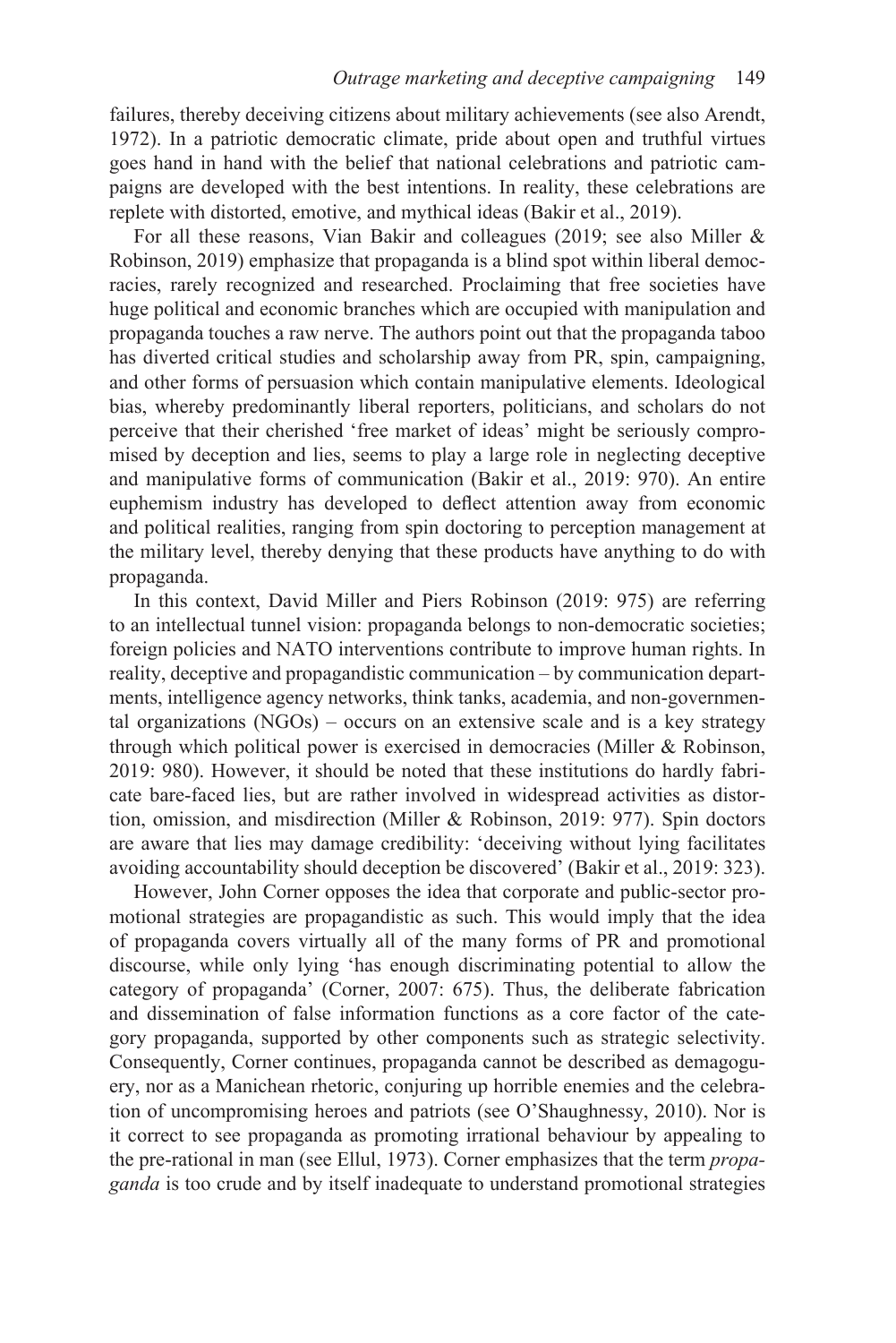failures, thereby deceiving citizens about military achievements (see also Arendt, 1972). In a patriotic democratic climate, pride about open and truthful virtues goes hand in hand with the belief that national celebrations and patriotic campaigns are developed with the best intentions. In reality, these celebrations are replete with distorted, emotive, and mythical ideas (Bakir et al., 2019).

For all these reasons, Vian Bakir and colleagues (2019; see also Miller & Robinson, 2019) emphasize that propaganda is a blind spot within liberal democracies, rarely recognized and researched. Proclaiming that free societies have huge political and economic branches which are occupied with manipulation and propaganda touches a raw nerve. The authors point out that the propaganda taboo has diverted critical studies and scholarship away from PR, spin, campaigning, and other forms of persuasion which contain manipulative elements. Ideological bias, whereby predominantly liberal reporters, politicians, and scholars do not perceive that their cherished 'free market of ideas' might be seriously compromised by deception and lies, seems to play a large role in neglecting deceptive and manipulative forms of communication (Bakir et al., 2019: 970). An entire euphemism industry has developed to deflect attention away from economic and political realities, ranging from spin doctoring to perception management at the military level, thereby denying that these products have anything to do with propaganda.

In this context, David Miller and Piers Robinson (2019: 975) are referring to an intellectual tunnel vision: propaganda belongs to non-democratic societies; foreign policies and NATO interventions contribute to improve human rights. In reality, deceptive and propagandistic communication – by communication departments, intelligence agency networks, think tanks, academia, and non-governmental organizations (NGOs) – occurs on an extensive scale and is a key strategy through which political power is exercised in democracies (Miller & Robinson, 2019: 980). However, it should be noted that these institutions do hardly fabricate bare-faced lies, but are rather involved in widespread activities as distortion, omission, and misdirection (Miller & Robinson, 2019: 977). Spin doctors are aware that lies may damage credibility: 'deceiving without lying facilitates avoiding accountability should deception be discovered' (Bakir et al., 2019: 323).

However, John Corner opposes the idea that corporate and public-sector promotional strategies are propagandistic as such. This would imply that the idea of propaganda covers virtually all of the many forms of PR and promotional discourse, while only lying 'has enough discriminating potential to allow the category of propaganda' (Corner, 2007: 675). Thus, the deliberate fabrication and dissemination of false information functions as a core factor of the category propaganda, supported by other components such as strategic selectivity. Consequently, Corner continues, propaganda cannot be described as demagoguery, nor as a Manichean rhetoric, conjuring up horrible enemies and the celebration of uncompromising heroes and patriots (see O'Shaughnessy, 2010). Nor is it correct to see propaganda as promoting irrational behaviour by appealing to the pre-rational in man (see Ellul, 1973). Corner emphasizes that the term *propaganda* is too crude and by itself inadequate to understand promotional strategies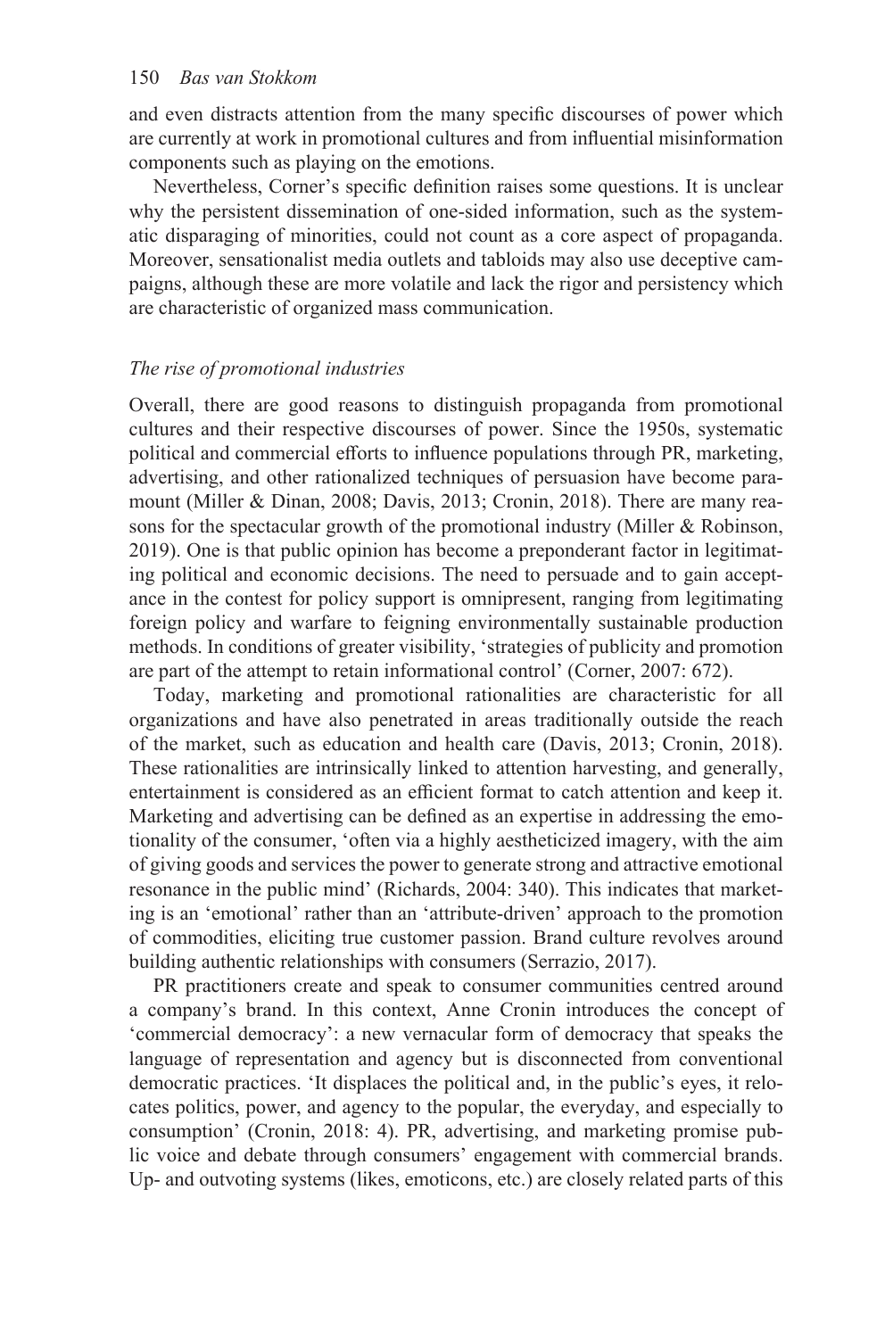and even distracts attention from the many specific discourses of power which are currently at work in promotional cultures and from influential misinformation components such as playing on the emotions.

Nevertheless, Corner's specific definition raises some questions. It is unclear why the persistent dissemination of one-sided information, such as the systematic disparaging of minorities, could not count as a core aspect of propaganda. Moreover, sensationalist media outlets and tabloids may also use deceptive campaigns, although these are more volatile and lack the rigor and persistency which are characteristic of organized mass communication.

### *The rise of promotional industries*

Overall, there are good reasons to distinguish propaganda from promotional cultures and their respective discourses of power. Since the 1950s, systematic political and commercial efforts to influence populations through PR, marketing, advertising, and other rationalized techniques of persuasion have become paramount (Miller & Dinan, 2008; Davis, 2013; Cronin, 2018). There are many reasons for the spectacular growth of the promotional industry (Miller & Robinson, 2019). One is that public opinion has become a preponderant factor in legitimating political and economic decisions. The need to persuade and to gain acceptance in the contest for policy support is omnipresent, ranging from legitimating foreign policy and warfare to feigning environmentally sustainable production methods. In conditions of greater visibility, 'strategies of publicity and promotion are part of the attempt to retain informational control' (Corner, 2007: 672).

Today, marketing and promotional rationalities are characteristic for all organizations and have also penetrated in areas traditionally outside the reach of the market, such as education and health care (Davis, 2013; Cronin, 2018). These rationalities are intrinsically linked to attention harvesting, and generally, entertainment is considered as an efficient format to catch attention and keep it. Marketing and advertising can be defined as an expertise in addressing the emotionality of the consumer, 'often via a highly aestheticized imagery, with the aim of giving goods and services the power to generate strong and attractive emotional resonance in the public mind' (Richards, 2004: 340). This indicates that marketing is an 'emotional' rather than an 'attribute-driven' approach to the promotion of commodities, eliciting true customer passion. Brand culture revolves around building authentic relationships with consumers (Serrazio, 2017).

PR practitioners create and speak to consumer communities centred around a company's brand. In this context, Anne Cronin introduces the concept of 'commercial democracy': a new vernacular form of democracy that speaks the language of representation and agency but is disconnected from conventional democratic practices. 'It displaces the political and, in the public's eyes, it relocates politics, power, and agency to the popular, the everyday, and especially to consumption' (Cronin, 2018: 4). PR, advertising, and marketing promise public voice and debate through consumers' engagement with commercial brands. Up- and outvoting systems (likes, emoticons, etc.) are closely related parts of this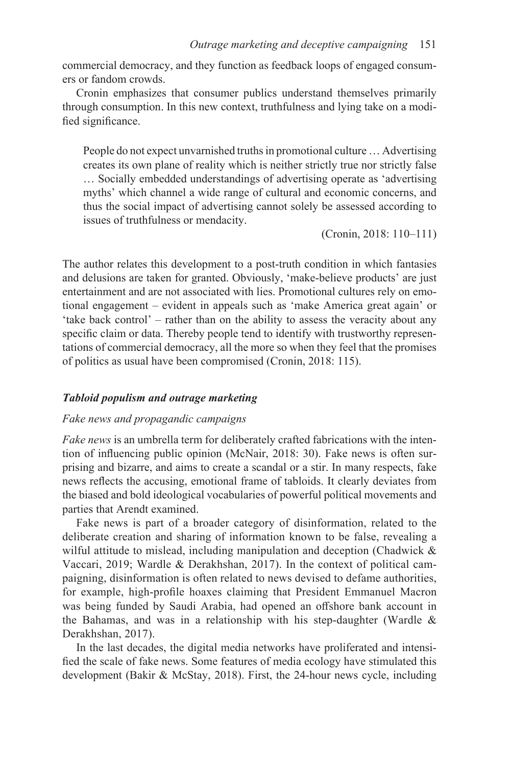commercial democracy, and they function as feedback loops of engaged consumers or fandom crowds.

Cronin emphasizes that consumer publics understand themselves primarily through consumption. In this new context, truthfulness and lying take on a modified significance.

> People do not expect unvarnished truths in promotional culture … Advertising creates its own plane of reality which is neither strictly true nor strictly false … Socially embedded understandings of advertising operate as 'advertising myths' which channel a wide range of cultural and economic concerns, and thus the social impact of advertising cannot solely be assessed according to issues of truthfulness or mendacity.
>
> (Cronin, 2018: 110–111)

The author relates this development to a post-truth condition in which fantasies and delusions are taken for granted. Obviously, 'make-believe products' are just entertainment and are not associated with lies. Promotional cultures rely on emotional engagement – evident in appeals such as 'make America great again' or 'take back control' – rather than on the ability to assess the veracity about any specific claim or data. Thereby people tend to identify with trustworthy representations of commercial democracy, all the more so when they feel that the promises of politics as usual have been compromised (Cronin, 2018: 115).

### ***Tabloid populism and outrage marketing***

#### *Fake news and propagandic campaigns*

*Fake news* is an umbrella term for deliberately crafted fabrications with the intention of influencing public opinion (McNair, 2018: 30). Fake news is often surprising and bizarre, and aims to create a scandal or a stir. In many respects, fake news reflects the accusing, emotional frame of tabloids. It clearly deviates from the biased and bold ideological vocabularies of powerful political movements and parties that Arendt examined.

Fake news is part of a broader category of disinformation, related to the deliberate creation and sharing of information known to be false, revealing a wilful attitude to mislead, including manipulation and deception (Chadwick & Vaccari, 2019; Wardle & Derakhshan, 2017). In the context of political campaigning, disinformation is often related to news devised to defame authorities, for example, high-profile hoaxes claiming that President Emmanuel Macron was being funded by Saudi Arabia, had opened an offshore bank account in the Bahamas, and was in a relationship with his step-daughter (Wardle & Derakhshan, 2017).

In the last decades, the digital media networks have proliferated and intensified the scale of fake news. Some features of media ecology have stimulated this development (Bakir & McStay, 2018). First, the 24-hour news cycle, including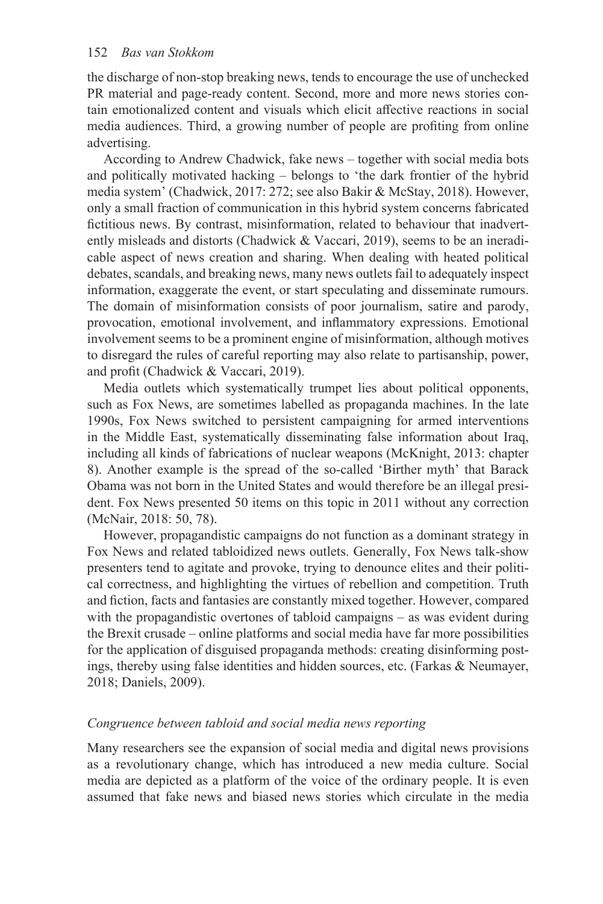the discharge of non-stop breaking news, tends to encourage the use of unchecked PR material and page-ready content. Second, more and more news stories contain emotionalized content and visuals which elicit affective reactions in social media audiences. Third, a growing number of people are profiting from online advertising.

According to Andrew Chadwick, fake news – together with social media bots and politically motivated hacking – belongs to 'the dark frontier of the hybrid media system' (Chadwick, 2017: 272; see also Bakir & McStay, 2018). However, only a small fraction of communication in this hybrid system concerns fabricated fictitious news. By contrast, misinformation, related to behaviour that inadvertently misleads and distorts (Chadwick & Vaccari, 2019), seems to be an ineradicable aspect of news creation and sharing. When dealing with heated political debates, scandals, and breaking news, many news outlets fail to adequately inspect information, exaggerate the event, or start speculating and disseminate rumours. The domain of misinformation consists of poor journalism, satire and parody, provocation, emotional involvement, and inflammatory expressions. Emotional involvement seems to be a prominent engine of misinformation, although motives to disregard the rules of careful reporting may also relate to partisanship, power, and profit (Chadwick & Vaccari, 2019).

Media outlets which systematically trumpet lies about political opponents, such as Fox News, are sometimes labelled as propaganda machines. In the late 1990s, Fox News switched to persistent campaigning for armed interventions in the Middle East, systematically disseminating false information about Iraq, including all kinds of fabrications of nuclear weapons (McKnight, 2013: chapter 8). Another example is the spread of the so-called 'Birther myth' that Barack Obama was not born in the United States and would therefore be an illegal president. Fox News presented 50 items on this topic in 2011 without any correction (McNair, 2018: 50, 78).

However, propagandistic campaigns do not function as a dominant strategy in Fox News and related tabloidized news outlets. Generally, Fox News talk-show presenters tend to agitate and provoke, trying to denounce elites and their political correctness, and highlighting the virtues of rebellion and competition. Truth and fiction, facts and fantasies are constantly mixed together. However, compared with the propagandistic overtones of tabloid campaigns – as was evident during the Brexit crusade – online platforms and social media have far more possibilities for the application of disguised propaganda methods: creating disinforming postings, thereby using false identities and hidden sources, etc. (Farkas & Neumayer, 2018; Daniels, 2009).

### *Congruence between tabloid and social media news reporting*

Many researchers see the expansion of social media and digital news provisions as a revolutionary change, which has introduced a new media culture. Social media are depicted as a platform of the voice of the ordinary people. It is even assumed that fake news and biased news stories which circulate in the media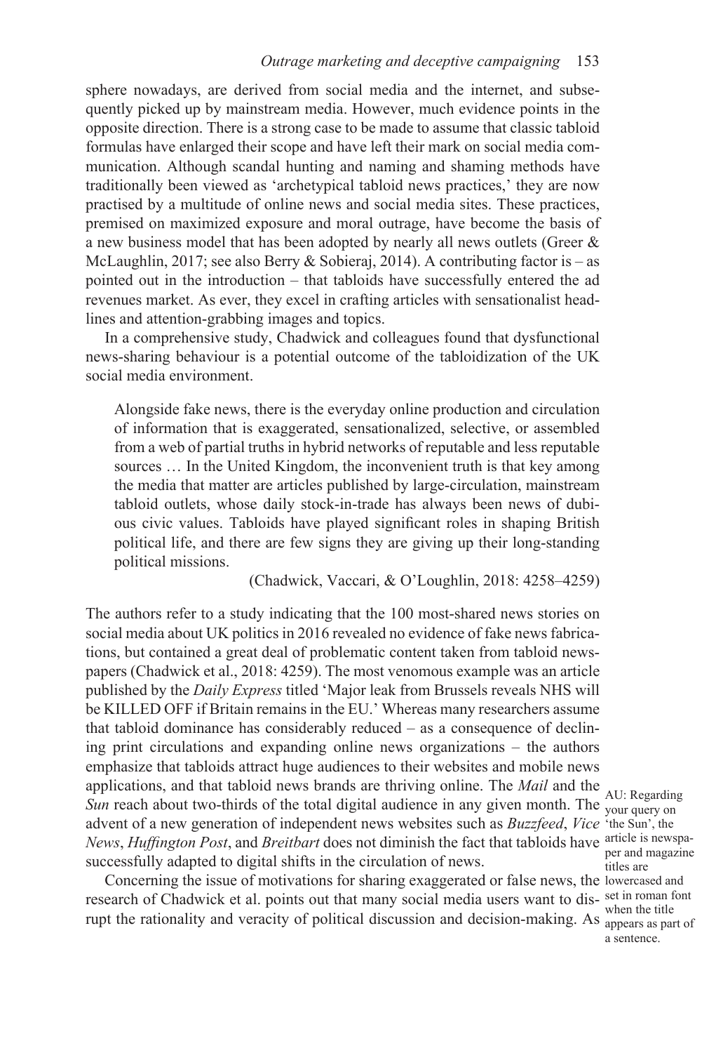sphere nowadays, are derived from social media and the internet, and subsequently picked up by mainstream media. However, much evidence points in the opposite direction. There is a strong case to be made to assume that classic tabloid formulas have enlarged their scope and have left their mark on social media communication. Although scandal hunting and naming and shaming methods have traditionally been viewed as 'archetypical tabloid news practices,' they are now practised by a multitude of online news and social media sites. These practices, premised on maximized exposure and moral outrage, have become the basis of a new business model that has been adopted by nearly all news outlets (Greer & McLaughlin, 2017; see also Berry & Sobieraj, 2014). A contributing factor is – as pointed out in the introduction – that tabloids have successfully entered the ad revenues market. As ever, they excel in crafting articles with sensationalist headlines and attention-grabbing images and topics.

In a comprehensive study, Chadwick and colleagues found that dysfunctional news-sharing behaviour is a potential outcome of the tabloidization of the UK social media environment.

> Alongside fake news, there is the everyday online production and circulation of information that is exaggerated, sensationalized, selective, or assembled from a web of partial truths in hybrid networks of reputable and less reputable sources … In the United Kingdom, the inconvenient truth is that key among the media that matter are articles published by large-circulation, mainstream tabloid outlets, whose daily stock-in-trade has always been news of dubious civic values. Tabloids have played significant roles in shaping British political life, and there are few signs they are giving up their long-standing political missions.
>
> (Chadwick, Vaccari, & O'Loughlin, 2018: 4258–4259)

The authors refer to a study indicating that the 100 most-shared news stories on social media about UK politics in 2016 revealed no evidence of fake news fabrications, but contained a great deal of problematic content taken from tabloid newspapers (Chadwick et al., 2018: 4259). The most venomous example was an article published by the *Daily Express* titled 'Major leak from Brussels reveals NHS will be KILLED OFF if Britain remains in the EU.' Whereas many researchers assume that tabloid dominance has considerably reduced – as a consequence of declining print circulations and expanding online news organizations – the authors emphasize that tabloids attract huge audiences to their websites and mobile news applications, and that tabloid news brands are thriving online. The *Mail* and the *Sun* reach about two-thirds of the total digital audience in any given month. The advent of a new generation of independent news websites such as *Buzzfeed*, *Vice News*, *Huffington Post*, and *Breitbart* does not diminish the fact that tabloids have successfully adapted to digital shifts in the circulation of news.

AU: Regarding your query on 'the Sun', the article is newspaper and magazine titles are lowercased and set in roman font when the title appears as part of a sentence.

Concerning the issue of motivations for sharing exaggerated or false news, the research of Chadwick et al. points out that many social media users want to disrupt the rationality and veracity of political discussion and decision-making. As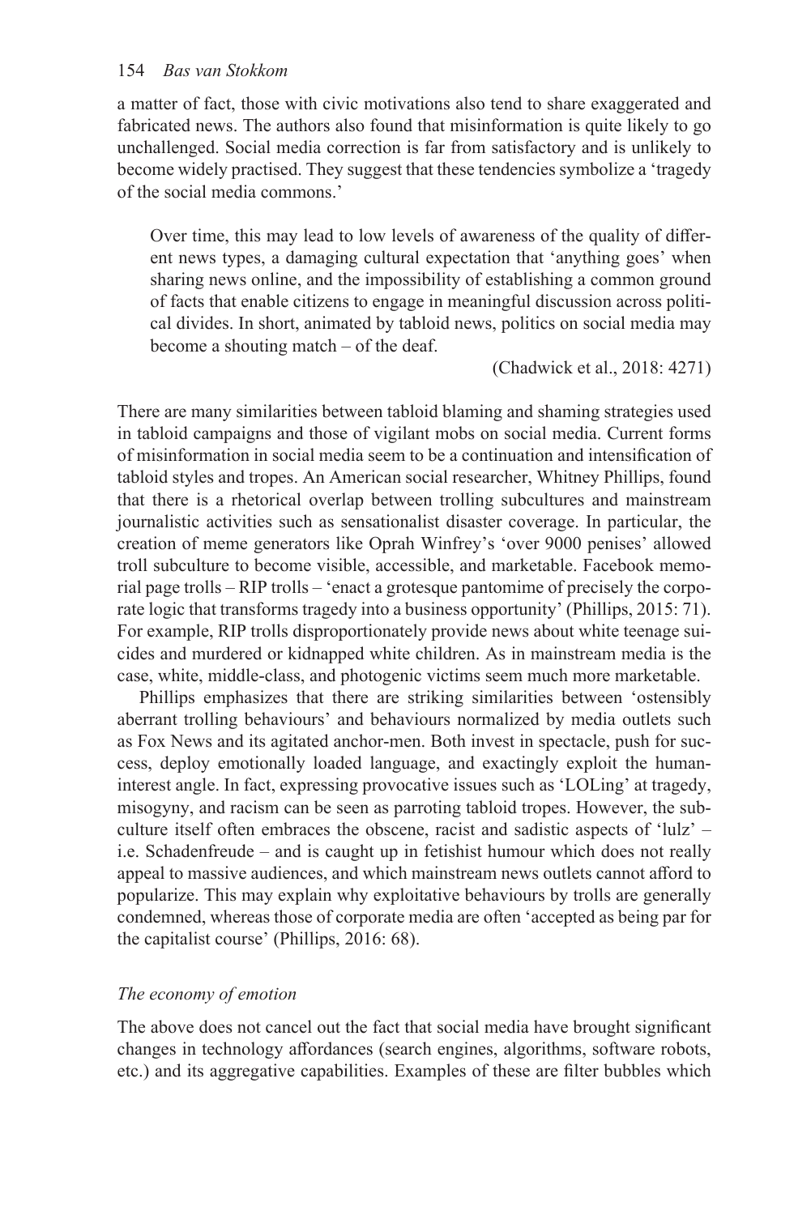a matter of fact, those with civic motivations also tend to share exaggerated and fabricated news. The authors also found that misinformation is quite likely to go unchallenged. Social media correction is far from satisfactory and is unlikely to become widely practised. They suggest that these tendencies symbolize a 'tragedy of the social media commons.'

> Over time, this may lead to low levels of awareness of the quality of different news types, a damaging cultural expectation that 'anything goes' when sharing news online, and the impossibility of establishing a common ground of facts that enable citizens to engage in meaningful discussion across political divides. In short, animated by tabloid news, politics on social media may become a shouting match – of the deaf.
>
> (Chadwick et al., 2018: 4271)

There are many similarities between tabloid blaming and shaming strategies used in tabloid campaigns and those of vigilant mobs on social media. Current forms of misinformation in social media seem to be a continuation and intensification of tabloid styles and tropes. An American social researcher, Whitney Phillips, found that there is a rhetorical overlap between trolling subcultures and mainstream journalistic activities such as sensationalist disaster coverage. In particular, the creation of meme generators like Oprah Winfrey's 'over 9000 penises' allowed troll subculture to become visible, accessible, and marketable. Facebook memorial page trolls – RIP trolls – 'enact a grotesque pantomime of precisely the corporate logic that transforms tragedy into a business opportunity' (Phillips, 2015: 71). For example, RIP trolls disproportionately provide news about white teenage suicides and murdered or kidnapped white children. As in mainstream media is the case, white, middle-class, and photogenic victims seem much more marketable.

Phillips emphasizes that there are striking similarities between 'ostensibly aberrant trolling behaviours' and behaviours normalized by media outlets such as Fox News and its agitated anchor-men. Both invest in spectacle, push for success, deploy emotionally loaded language, and exactingly exploit the human-interest angle. In fact, expressing provocative issues such as 'LOLing' at tragedy, misogyny, and racism can be seen as parroting tabloid tropes. However, the subculture itself often embraces the obscene, racist and sadistic aspects of 'lulz' – i.e. Schadenfreude – and is caught up in fetishist humour which does not really appeal to massive audiences, and which mainstream news outlets cannot afford to popularize. This may explain why exploitative behaviours by trolls are generally condemned, whereas those of corporate media are often 'accepted as being par for the capitalist course' (Phillips, 2016: 68).

### *The economy of emotion*

The above does not cancel out the fact that social media have brought significant changes in technology affordances (search engines, algorithms, software robots, etc.) and its aggregative capabilities. Examples of these are filter bubbles which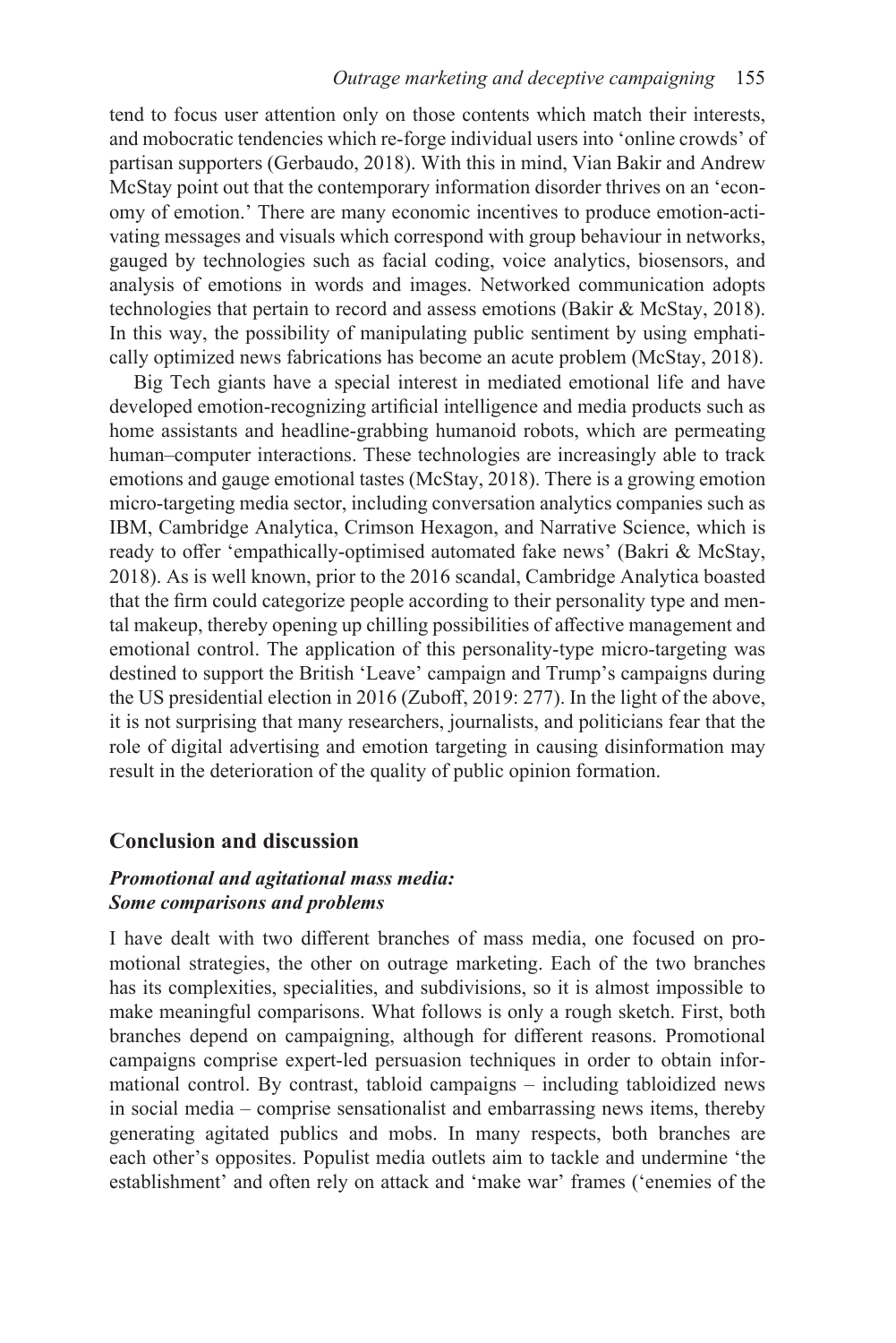tend to focus user attention only on those contents which match their interests, and mobocratic tendencies which re-forge individual users into 'online crowds' of partisan supporters (Gerbaudo, 2018). With this in mind, Vian Bakir and Andrew McStay point out that the contemporary information disorder thrives on an 'economy of emotion.' There are many economic incentives to produce emotion-activating messages and visuals which correspond with group behaviour in networks, gauged by technologies such as facial coding, voice analytics, biosensors, and analysis of emotions in words and images. Networked communication adopts technologies that pertain to record and assess emotions (Bakir & McStay, 2018). In this way, the possibility of manipulating public sentiment by using emphatically optimized news fabrications has become an acute problem (McStay, 2018).

Big Tech giants have a special interest in mediated emotional life and have developed emotion-recognizing artificial intelligence and media products such as home assistants and headline-grabbing humanoid robots, which are permeating human–computer interactions. These technologies are increasingly able to track emotions and gauge emotional tastes (McStay, 2018). There is a growing emotion micro-targeting media sector, including conversation analytics companies such as IBM, Cambridge Analytica, Crimson Hexagon, and Narrative Science, which is ready to offer 'empathically-optimised automated fake news' (Bakri & McStay, 2018). As is well known, prior to the 2016 scandal, Cambridge Analytica boasted that the firm could categorize people according to their personality type and mental makeup, thereby opening up chilling possibilities of affective management and emotional control. The application of this personality-type micro-targeting was destined to support the British 'Leave' campaign and Trump's campaigns during the US presidential election in 2016 (Zuboff, 2019: 277). In the light of the above, it is not surprising that many researchers, journalists, and politicians fear that the role of digital advertising and emotion targeting in causing disinformation may result in the deterioration of the quality of public opinion formation.

## Conclusion and discussion

### *Promotional and agitational mass media: Some comparisons and problems*

I have dealt with two different branches of mass media, one focused on promotional strategies, the other on outrage marketing. Each of the two branches has its complexities, specialities, and subdivisions, so it is almost impossible to make meaningful comparisons. What follows is only a rough sketch. First, both branches depend on campaigning, although for different reasons. Promotional campaigns comprise expert-led persuasion techniques in order to obtain informational control. By contrast, tabloid campaigns – including tabloidized news in social media – comprise sensationalist and embarrassing news items, thereby generating agitated publics and mobs. In many respects, both branches are each other's opposites. Populist media outlets aim to tackle and undermine 'the establishment' and often rely on attack and 'make war' frames ('enemies of the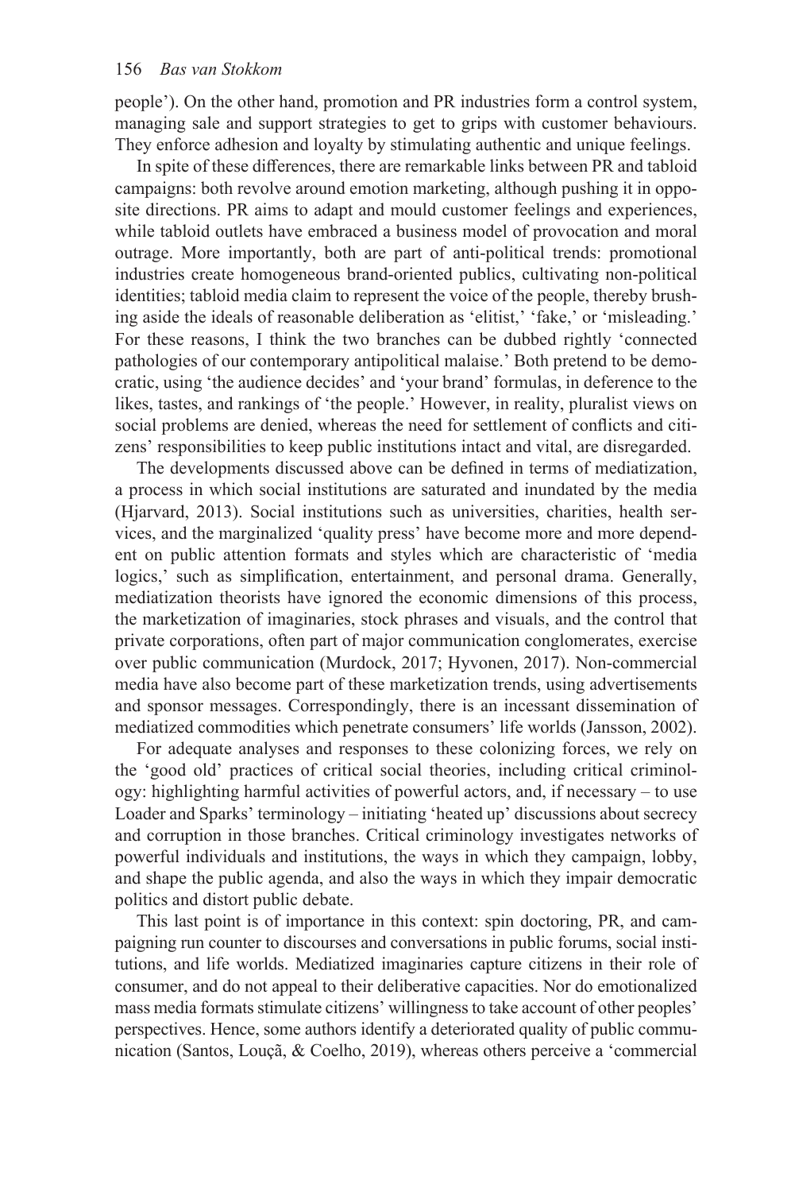people'). On the other hand, promotion and PR industries form a control system, managing sale and support strategies to get to grips with customer behaviours. They enforce adhesion and loyalty by stimulating authentic and unique feelings.

In spite of these differences, there are remarkable links between PR and tabloid campaigns: both revolve around emotion marketing, although pushing it in opposite directions. PR aims to adapt and mould customer feelings and experiences, while tabloid outlets have embraced a business model of provocation and moral outrage. More importantly, both are part of anti-political trends: promotional industries create homogeneous brand-oriented publics, cultivating non-political identities; tabloid media claim to represent the voice of the people, thereby brushing aside the ideals of reasonable deliberation as 'elitist,' 'fake,' or 'misleading.' For these reasons, I think the two branches can be dubbed rightly 'connected pathologies of our contemporary antipolitical malaise.' Both pretend to be democratic, using 'the audience decides' and 'your brand' formulas, in deference to the likes, tastes, and rankings of 'the people.' However, in reality, pluralist views on social problems are denied, whereas the need for settlement of conflicts and citizens' responsibilities to keep public institutions intact and vital, are disregarded.

The developments discussed above can be defined in terms of mediatization, a process in which social institutions are saturated and inundated by the media (Hjarvard, 2013). Social institutions such as universities, charities, health services, and the marginalized 'quality press' have become more and more dependent on public attention formats and styles which are characteristic of 'media logics,' such as simplification, entertainment, and personal drama. Generally, mediatization theorists have ignored the economic dimensions of this process, the marketization of imaginaries, stock phrases and visuals, and the control that private corporations, often part of major communication conglomerates, exercise over public communication (Murdock, 2017; Hyvonen, 2017). Non-commercial media have also become part of these marketization trends, using advertisements and sponsor messages. Correspondingly, there is an incessant dissemination of mediatized commodities which penetrate consumers' life worlds (Jansson, 2002).

For adequate analyses and responses to these colonizing forces, we rely on the 'good old' practices of critical social theories, including critical criminology: highlighting harmful activities of powerful actors, and, if necessary – to use Loader and Sparks' terminology – initiating 'heated up' discussions about secrecy and corruption in those branches. Critical criminology investigates networks of powerful individuals and institutions, the ways in which they campaign, lobby, and shape the public agenda, and also the ways in which they impair democratic politics and distort public debate.

This last point is of importance in this context: spin doctoring, PR, and campaigning run counter to discourses and conversations in public forums, social institutions, and life worlds. Mediatized imaginaries capture citizens in their role of consumer, and do not appeal to their deliberative capacities. Nor do emotionalized mass media formats stimulate citizens' willingness to take account of other peoples' perspectives. Hence, some authors identify a deteriorated quality of public communication (Santos, Louçã, & Coelho, 2019), whereas others perceive a 'commercial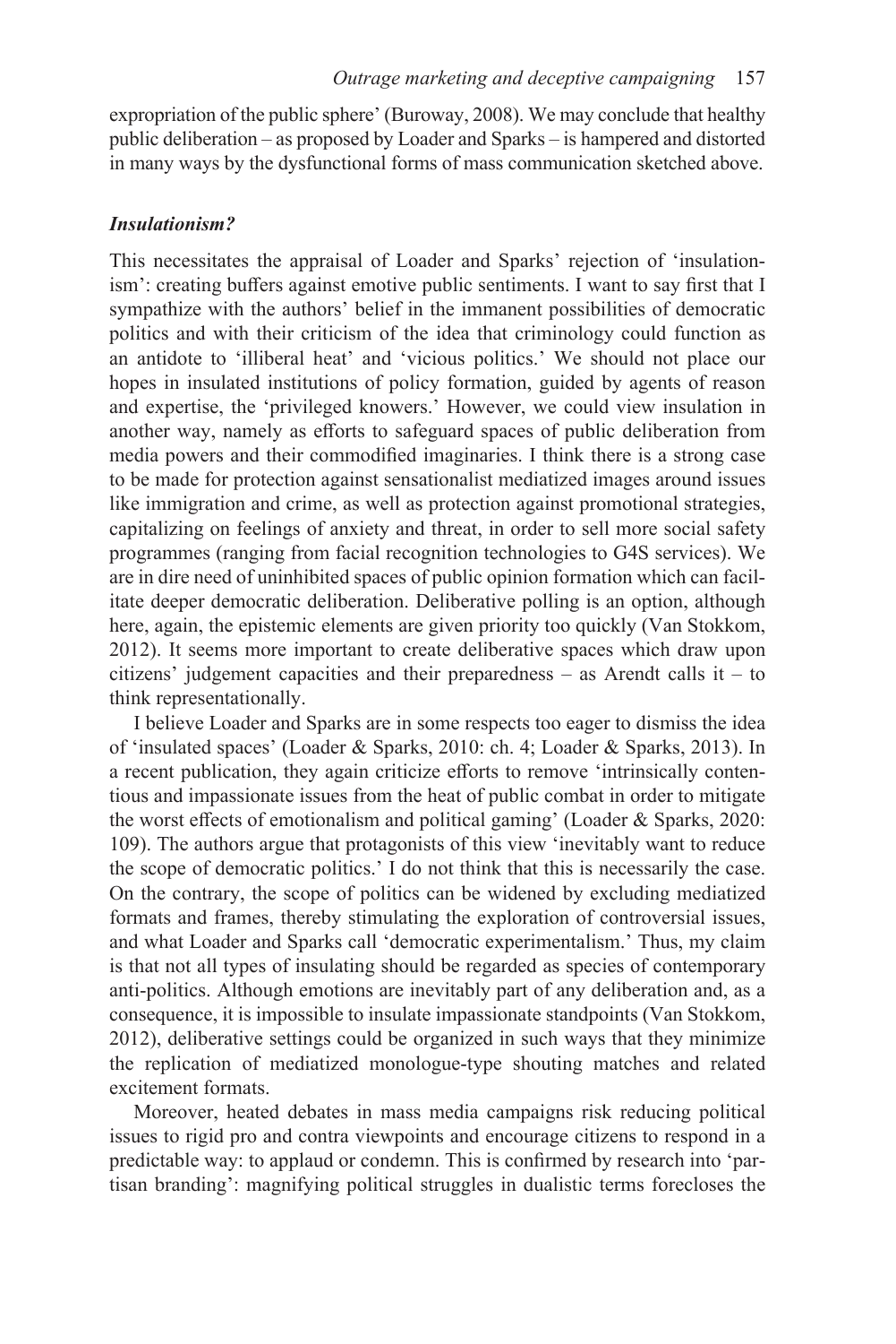expropriation of the public sphere' (Buroway, 2008). We may conclude that healthy public deliberation – as proposed by Loader and Sparks – is hampered and distorted in many ways by the dysfunctional forms of mass communication sketched above.

### *Insulationism?*

This necessitates the appraisal of Loader and Sparks' rejection of 'insulationism': creating buffers against emotive public sentiments. I want to say first that I sympathize with the authors' belief in the immanent possibilities of democratic politics and with their criticism of the idea that criminology could function as an antidote to 'illiberal heat' and 'vicious politics.' We should not place our hopes in insulated institutions of policy formation, guided by agents of reason and expertise, the 'privileged knowers.' However, we could view insulation in another way, namely as efforts to safeguard spaces of public deliberation from media powers and their commodified imaginaries. I think there is a strong case to be made for protection against sensationalist mediatized images around issues like immigration and crime, as well as protection against promotional strategies, capitalizing on feelings of anxiety and threat, in order to sell more social safety programmes (ranging from facial recognition technologies to G4S services). We are in dire need of uninhibited spaces of public opinion formation which can facilitate deeper democratic deliberation. Deliberative polling is an option, although here, again, the epistemic elements are given priority too quickly (Van Stokkom, 2012). It seems more important to create deliberative spaces which draw upon citizens' judgement capacities and their preparedness – as Arendt calls it – to think representationally.

I believe Loader and Sparks are in some respects too eager to dismiss the idea of 'insulated spaces' (Loader & Sparks, 2010: ch. 4; Loader & Sparks, 2013). In a recent publication, they again criticize efforts to remove 'intrinsically contentious and impassionate issues from the heat of public combat in order to mitigate the worst effects of emotionalism and political gaming' (Loader & Sparks, 2020: 109). The authors argue that protagonists of this view 'inevitably want to reduce the scope of democratic politics.' I do not think that this is necessarily the case. On the contrary, the scope of politics can be widened by excluding mediatized formats and frames, thereby stimulating the exploration of controversial issues, and what Loader and Sparks call 'democratic experimentalism.' Thus, my claim is that not all types of insulating should be regarded as species of contemporary anti-politics. Although emotions are inevitably part of any deliberation and, as a consequence, it is impossible to insulate impassionate standpoints (Van Stokkom, 2012), deliberative settings could be organized in such ways that they minimize the replication of mediatized monologue-type shouting matches and related excitement formats.

Moreover, heated debates in mass media campaigns risk reducing political issues to rigid pro and contra viewpoints and encourage citizens to respond in a predictable way: to applaud or condemn. This is confirmed by research into 'partisan branding': magnifying political struggles in dualistic terms forecloses the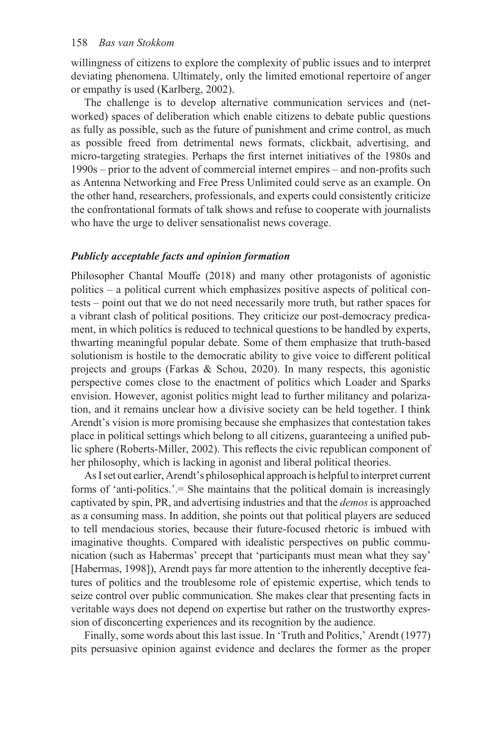willingness of citizens to explore the complexity of public issues and to interpret deviating phenomena. Ultimately, only the limited emotional repertoire of anger or empathy is used (Karlberg, 2002).

The challenge is to develop alternative communication services and (networked) spaces of deliberation which enable citizens to debate public questions as fully as possible, such as the future of punishment and crime control, as much as possible freed from detrimental news formats, clickbait, advertising, and micro-targeting strategies. Perhaps the first internet initiatives of the 1980s and 1990s – prior to the advent of commercial internet empires – and non-profits such as Antenna Networking and Free Press Unlimited could serve as an example. On the other hand, researchers, professionals, and experts could consistently criticize the confrontational formats of talk shows and refuse to cooperate with journalists who have the urge to deliver sensationalist news coverage.

### *Publicly acceptable facts and opinion formation*

Philosopher Chantal Mouffe (2018) and many other protagonists of agonistic politics – a political current which emphasizes positive aspects of political contests – point out that we do not need necessarily more truth, but rather spaces for a vibrant clash of political positions. They criticize our post-democracy predicament, in which politics is reduced to technical questions to be handled by experts, thwarting meaningful popular debate. Some of them emphasize that truth-based solutionism is hostile to the democratic ability to give voice to different political projects and groups (Farkas & Schou, 2020). In many respects, this agonistic perspective comes close to the enactment of politics which Loader and Sparks envision. However, agonist politics might lead to further militancy and polarization, and it remains unclear how a divisive society can be held together. I think Arendt's vision is more promising because she emphasizes that contestation takes place in political settings which belong to all citizens, guaranteeing a unified public sphere (Roberts-Miller, 2002). This reflects the civic republican component of her philosophy, which is lacking in agonist and liberal political theories.

As I set out earlier, Arendt's philosophical approach is helpful to interpret current forms of 'anti-politics.'.= She maintains that the political domain is increasingly captivated by spin, PR, and advertising industries and that the *demos* is approached as a consuming mass. In addition, she points out that political players are seduced to tell mendacious stories, because their future-focused rhetoric is imbued with imaginative thoughts. Compared with idealistic perspectives on public communication (such as Habermas' precept that 'participants must mean what they say' [Habermas, 1998]), Arendt pays far more attention to the inherently deceptive features of politics and the troublesome role of epistemic expertise, which tends to seize control over public communication. She makes clear that presenting facts in veritable ways does not depend on expertise but rather on the trustworthy expression of disconcerting experiences and its recognition by the audience.

Finally, some words about this last issue. In 'Truth and Politics,' Arendt (1977) pits persuasive opinion against evidence and declares the former as the proper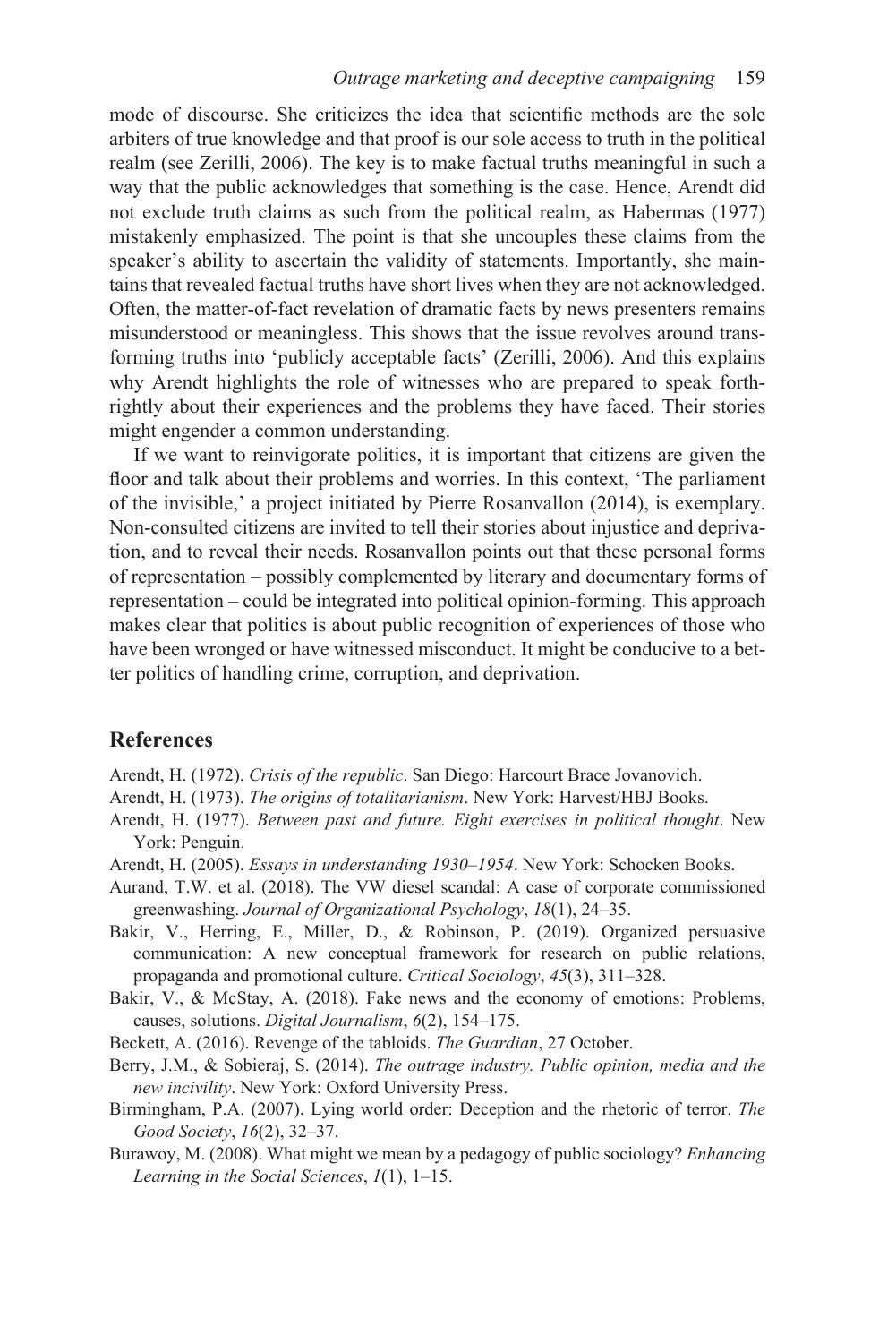mode of discourse. She criticizes the idea that scientific methods are the sole arbiters of true knowledge and that proof is our sole access to truth in the political realm (see Zerilli, 2006). The key is to make factual truths meaningful in such a way that the public acknowledges that something is the case. Hence, Arendt did not exclude truth claims as such from the political realm, as Habermas (1977) mistakenly emphasized. The point is that she uncouples these claims from the speaker's ability to ascertain the validity of statements. Importantly, she maintains that revealed factual truths have short lives when they are not acknowledged. Often, the matter-of-fact revelation of dramatic facts by news presenters remains misunderstood or meaningless. This shows that the issue revolves around transforming truths into 'publicly acceptable facts' (Zerilli, 2006). And this explains why Arendt highlights the role of witnesses who are prepared to speak forthrightly about their experiences and the problems they have faced. Their stories might engender a common understanding.

If we want to reinvigorate politics, it is important that citizens are given the floor and talk about their problems and worries. In this context, 'The parliament of the invisible,' a project initiated by Pierre Rosanvallon (2014), is exemplary. Non-consulted citizens are invited to tell their stories about injustice and deprivation, and to reveal their needs. Rosanvallon points out that these personal forms of representation – possibly complemented by literary and documentary forms of representation – could be integrated into political opinion-forming. This approach makes clear that politics is about public recognition of experiences of those who have been wronged or have witnessed misconduct. It might be conducive to a better politics of handling crime, corruption, and deprivation.

## References

Arendt, H. (1972). *Crisis of the republic*. San Diego: Harcourt Brace Jovanovich.

Arendt, H. (1973). *The origins of totalitarianism*. New York: Harvest/HBJ Books.

Arendt, H. (1977). *Between past and future. Eight exercises in political thought*. New York: Penguin.

Arendt, H. (2005). *Essays in understanding 1930–1954*. New York: Schocken Books.

Aurand, T.W. et al. (2018). The VW diesel scandal: A case of corporate commissioned greenwashing. *Journal of Organizational Psychology*, *18*(1), 24–35.

Bakir, V., Herring, E., Miller, D., & Robinson, P. (2019). Organized persuasive communication: A new conceptual framework for research on public relations, propaganda and promotional culture. *Critical Sociology*, *45*(3), 311–328.

Bakir, V., & McStay, A. (2018). Fake news and the economy of emotions: Problems, causes, solutions. *Digital Journalism*, *6*(2), 154–175.

Beckett, A. (2016). Revenge of the tabloids. *The Guardian*, 27 October.

Berry, J.M., & Sobieraj, S. (2014). *The outrage industry. Public opinion, media and the new incivility*. New York: Oxford University Press.

Birmingham, P.A. (2007). Lying world order: Deception and the rhetoric of terror. *The Good Society*, *16*(2), 32–37.

Burawoy, M. (2008). What might we mean by a pedagogy of public sociology? *Enhancing Learning in the Social Sciences*, *1*(1), 1–15.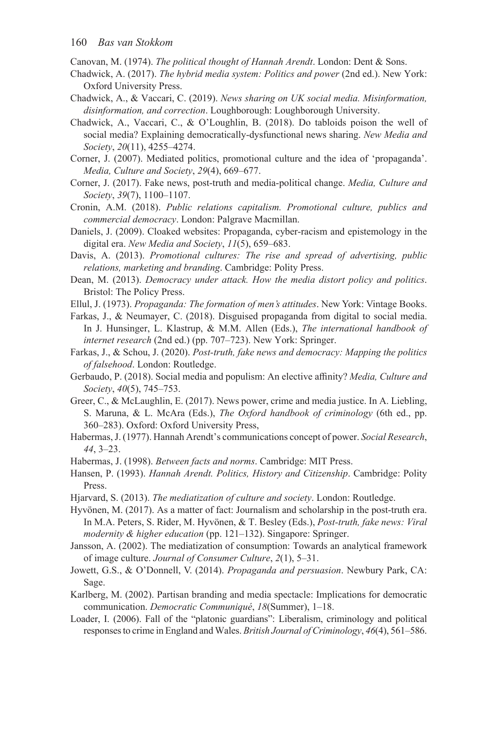Canovan, M. (1974). *The political thought of Hannah Arendt*. London: Dent & Sons.

Chadwick, A. (2017). *The hybrid media system: Politics and power* (2nd ed.). New York: Oxford University Press.

Chadwick, A., & Vaccari, C. (2019). *News sharing on UK social media. Misinformation, disinformation, and correction*. Loughborough: Loughborough University.

Chadwick, A., Vaccari, C., & O'Loughlin, B. (2018). Do tabloids poison the well of social media? Explaining democratically-dysfunctional news sharing. *New Media and Society*, *20*(11), 4255–4274.

Corner, J. (2007). Mediated politics, promotional culture and the idea of 'propaganda'. *Media, Culture and Society*, *29*(4), 669–677.

Corner, J. (2017). Fake news, post-truth and media-political change. *Media, Culture and Society*, *39*(7), 1100–1107.

Cronin, A.M. (2018). *Public relations capitalism. Promotional culture, publics and commercial democracy*. London: Palgrave Macmillan.

Daniels, J. (2009). Cloaked websites: Propaganda, cyber-racism and epistemology in the digital era. *New Media and Society*, *11*(5), 659–683.

Davis, A. (2013). *Promotional cultures: The rise and spread of advertising, public relations, marketing and branding*. Cambridge: Polity Press.

Dean, M. (2013). *Democracy under attack. How the media distort policy and politics*. Bristol: The Policy Press.

Ellul, J. (1973). *Propaganda: The formation of men's attitudes*. New York: Vintage Books.

Farkas, J., & Neumayer, C. (2018). Disguised propaganda from digital to social media. In J. Hunsinger, L. Klastrup, & M.M. Allen (Eds.), *The international handbook of internet research* (2nd ed.) (pp. 707–723). New York: Springer.

Farkas, J., & Schou, J. (2020). *Post-truth, fake news and democracy: Mapping the politics of falsehood*. London: Routledge.

Gerbaudo, P. (2018). Social media and populism: An elective affinity? *Media, Culture and Society*, *40*(5), 745–753.

Greer, C., & McLaughlin, E. (2017). News power, crime and media justice. In A. Liebling, S. Maruna, & L. McAra (Eds.), *The Oxford handbook of criminology* (6th ed., pp. 360–283). Oxford: Oxford University Press,

Habermas, J. (1977). Hannah Arendt's communications concept of power. *Social Research*, *44*, 3–23.

Habermas, J. (1998). *Between facts and norms*. Cambridge: MIT Press.

Hansen, P. (1993). *Hannah Arendt. Politics, History and Citizenship*. Cambridge: Polity Press.

Hjarvard, S. (2013). *The mediatization of culture and society*. London: Routledge.

Hyvönen, M. (2017). As a matter of fact: Journalism and scholarship in the post-truth era. In M.A. Peters, S. Rider, M. Hyvönen, & T. Besley (Eds.), *Post-truth, fake news: Viral modernity & higher education* (pp. 121–132). Singapore: Springer.

Jansson, A. (2002). The mediatization of consumption: Towards an analytical framework of image culture. *Journal of Consumer Culture*, *2*(1), 5–31.

Jowett, G.S., & O'Donnell, V. (2014). *Propaganda and persuasion*. Newbury Park, CA: Sage.

Karlberg, M. (2002). Partisan branding and media spectacle: Implications for democratic communication. *Democratic Communiqué*, *18*(Summer), 1–18.

Loader, I. (2006). Fall of the "platonic guardians": Liberalism, criminology and political responses to crime in England and Wales. *British Journal of Criminology*, *46*(4), 561–586.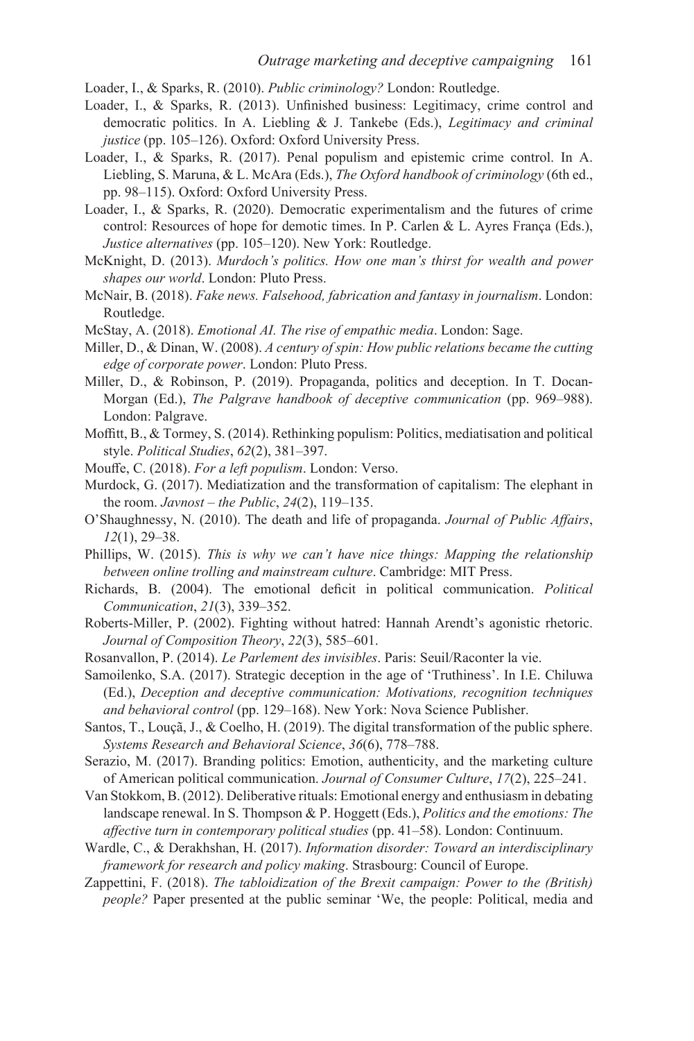Loader, I., & Sparks, R. (2010). *Public criminology?* London: Routledge.

Loader, I., & Sparks, R. (2013). Unfinished business: Legitimacy, crime control and democratic politics. In A. Liebling & J. Tankebe (Eds.), *Legitimacy and criminal justice* (pp. 105–126). Oxford: Oxford University Press.

Loader, I., & Sparks, R. (2017). Penal populism and epistemic crime control. In A. Liebling, S. Maruna, & L. McAra (Eds.), *The Oxford handbook of criminology* (6th ed., pp. 98–115). Oxford: Oxford University Press.

Loader, I., & Sparks, R. (2020). Democratic experimentalism and the futures of crime control: Resources of hope for demotic times. In P. Carlen & L. Ayres França (Eds.), *Justice alternatives* (pp. 105–120). New York: Routledge.

McKnight, D. (2013). *Murdoch's politics. How one man's thirst for wealth and power shapes our world*. London: Pluto Press.

McNair, B. (2018). *Fake news. Falsehood, fabrication and fantasy in journalism*. London: Routledge.

McStay, A. (2018). *Emotional AI. The rise of empathic media*. London: Sage.

Miller, D., & Dinan, W. (2008). *A century of spin: How public relations became the cutting edge of corporate power*. London: Pluto Press.

Miller, D., & Robinson, P. (2019). Propaganda, politics and deception. In T. Docan-Morgan (Ed.), *The Palgrave handbook of deceptive communication* (pp. 969–988). London: Palgrave.

Moffitt, B., & Tormey, S. (2014). Rethinking populism: Politics, mediatisation and political style. *Political Studies*, *62*(2), 381–397.

Mouffe, C. (2018). *For a left populism*. London: Verso.

Murdock, G. (2017). Mediatization and the transformation of capitalism: The elephant in the room. *Javnost – the Public*, *24*(2), 119–135.

O'Shaughnessy, N. (2010). The death and life of propaganda. *Journal of Public Affairs*, *12*(1), 29–38.

Phillips, W. (2015). *This is why we can't have nice things: Mapping the relationship between online trolling and mainstream culture*. Cambridge: MIT Press.

Richards, B. (2004). The emotional deficit in political communication. *Political Communication*, *21*(3), 339–352.

Roberts-Miller, P. (2002). Fighting without hatred: Hannah Arendt's agonistic rhetoric. *Journal of Composition Theory*, *22*(3), 585–601.

Rosanvallon, P. (2014). *Le Parlement des invisibles*. Paris: Seuil/Raconter la vie.

Samoilenko, S.A. (2017). Strategic deception in the age of 'Truthiness'. In I.E. Chiluwa (Ed.), *Deception and deceptive communication: Motivations, recognition techniques and behavioral control* (pp. 129–168). New York: Nova Science Publisher.

Santos, T., Louçã, J., & Coelho, H. (2019). The digital transformation of the public sphere. *Systems Research and Behavioral Science*, *36*(6), 778–788.

Serazio, M. (2017). Branding politics: Emotion, authenticity, and the marketing culture of American political communication. *Journal of Consumer Culture*, *17*(2), 225–241.

Van Stokkom, B. (2012). Deliberative rituals: Emotional energy and enthusiasm in debating landscape renewal. In S. Thompson & P. Hoggett (Eds.), *Politics and the emotions: The affective turn in contemporary political studies* (pp. 41–58). London: Continuum.

Wardle, C., & Derakhshan, H. (2017). *Information disorder: Toward an interdisciplinary framework for research and policy making*. Strasbourg: Council of Europe.

Zappettini, F. (2018). *The tabloidization of the Brexit campaign: Power to the (British) people?* Paper presented at the public seminar 'We, the people: Political, media and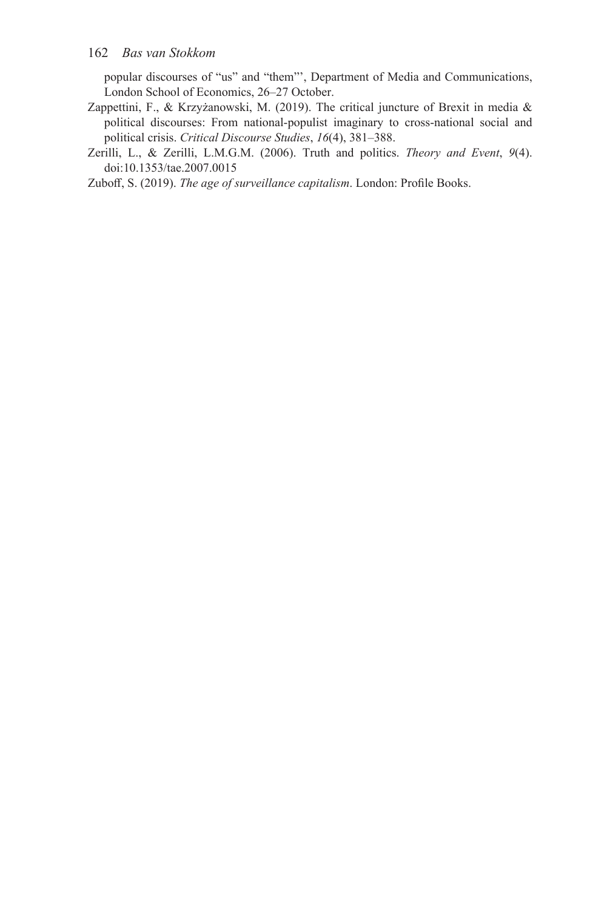popular discourses of “us” and “them”’, Department of Media and Communications, London School of Economics, 26–27 October.

Zappettini, F., & Krzyżanowski, M. (2019). The critical juncture of Brexit in media & political discourses: From national-populist imaginary to cross-national social and political crisis. *Critical Discourse Studies*, *16*(4), 381–388.

Zerilli, L., & Zerilli, L.M.G.M. (2006). Truth and politics. *Theory and Event*, *9*(4). doi:10.1353/tae.2007.0015

Zuboff, S. (2019). *The age of surveillance capitalism*. London: Profile Books.